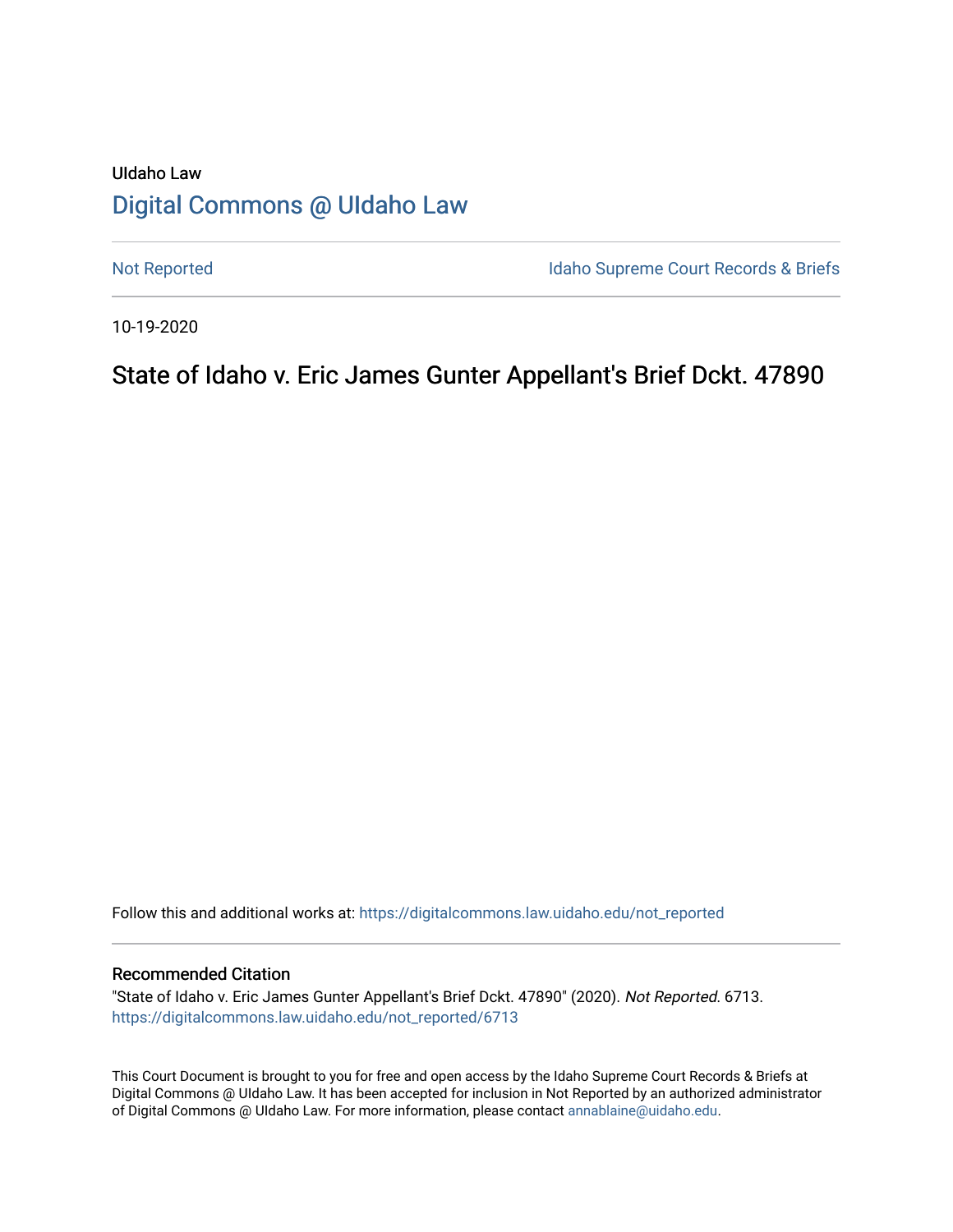UIdaho Law

# Digital Commons @ UIdaho Law

Not Reported

Idaho Supreme Court Records & Briefs

10-19-2020

## State of Idaho v. Eric James Gunter Appellant's Brief Dckt. 47890

Follow this and additional works at: https://digitalcommons.law.uidaho.edu/not_reported

### Recommended Citation

"State of Idaho v. Eric James Gunter Appellant's Brief Dckt. 47890" (2020). *Not Reported*. 6713.
https://digitalcommons.law.uidaho.edu/not_reported/6713

This Court Document is brought to you for free and open access by the Idaho Supreme Court Records & Briefs at Digital Commons @ UIdaho Law. It has been accepted for inclusion in Not Reported by an authorized administrator of Digital Commons @ UIdaho Law. For more information, please contact annablaine@uidaho.edu.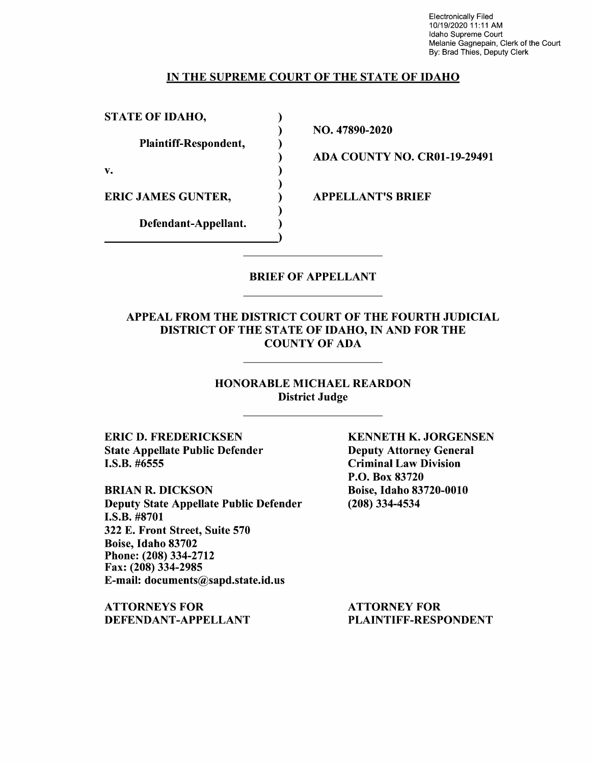Electronically Filed
10/19/2020 11:11 AM
Idaho Supreme Court
Melanie Gagnepain, Clerk of the Court
By: Brad Thies, Deputy Clerk

## IN THE SUPREME COURT OF THE STATE OF IDAHO

| | |
|---|---|
| **STATE OF IDAHO,** | |
| **Plaintiff-Respondent,** | **NO. 47890-2020** |
| **v.** | **ADA COUNTY NO. CR01-19-29491** |
| **ERIC JAMES GUNTER,** | **APPELLANT'S BRIEF** |
| **Defendant-Appellant.** | |

### BRIEF OF APPELLANT

### APPEAL FROM THE DISTRICT COURT OF THE FOURTH JUDICIAL DISTRICT OF THE STATE OF IDAHO, IN AND FOR THE COUNTY OF ADA

### HONORABLE MICHAEL REARDON
**District Judge**

**ERIC D. FREDERICKSEN**
**State Appellate Public Defender**
**I.S.B. #6555**

**BRIAN R. DICKSON**
**Deputy State Appellate Public Defender**
**I.S.B. #8701**
**322 E. Front Street, Suite 570**
**Boise, Idaho 83702**
**Phone: (208) 334-2712**
**Fax: (208) 334-2985**
**E-mail: documents@sapd.state.id.us**

**ATTORNEYS FOR DEFENDANT-APPELLANT**

**KENNETH K. JORGENSEN**
**Deputy Attorney General**
**Criminal Law Division**
**P.O. Box 83720**
**Boise, Idaho 83720-0010**
**(208) 334-4534**

**ATTORNEY FOR PLAINTIFF-RESPONDENT**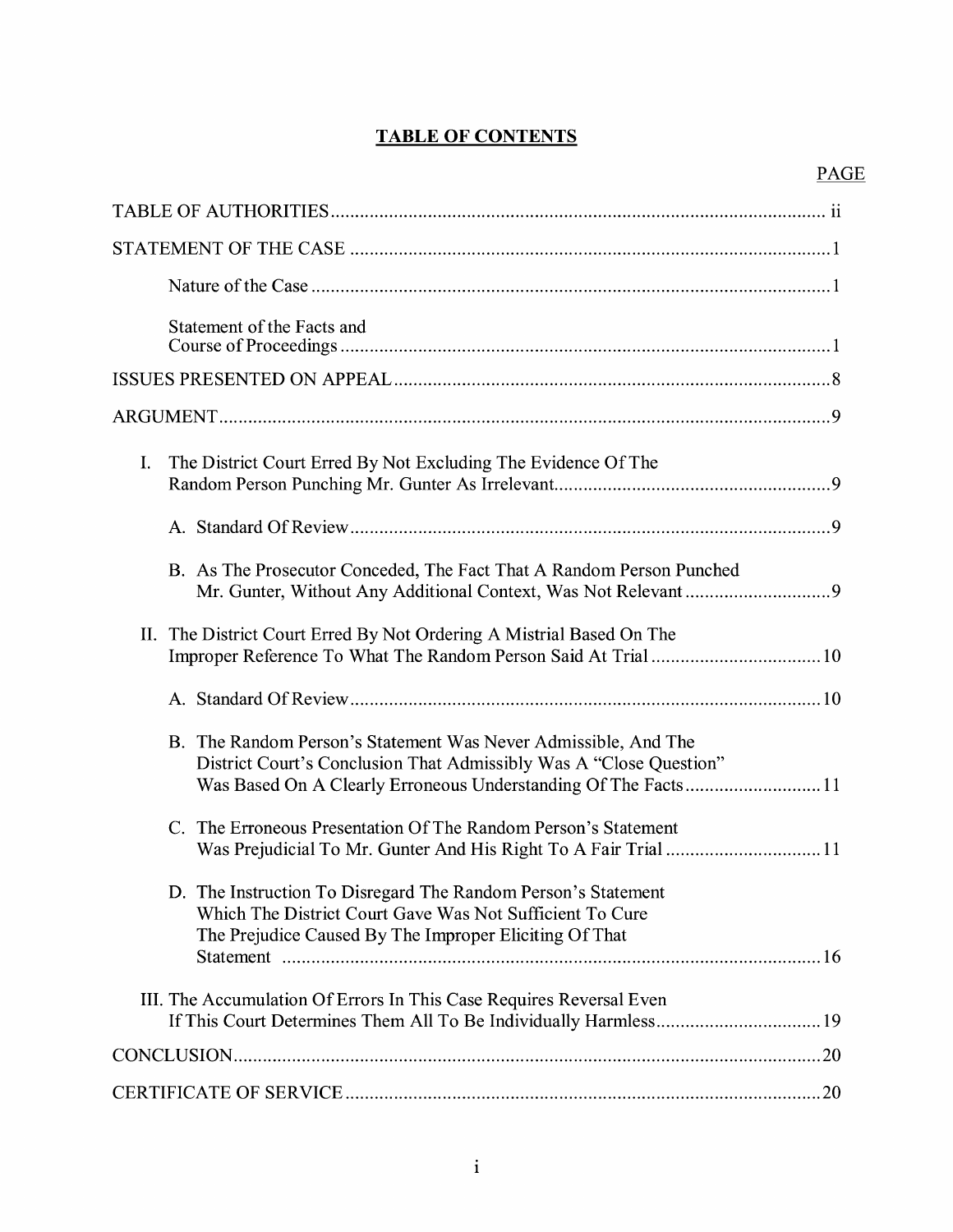# TABLE OF CONTENTS

| | PAGE |
|---|---|
| TABLE OF AUTHORITIES | ii |
| STATEMENT OF THE CASE | 1 |
| Nature of the Case | 1 |
| Statement of the Facts and Course of Proceedings | 1 |
| ISSUES PRESENTED ON APPEAL | 8 |
| ARGUMENT | 9 |
| I. The District Court Erred By Not Excluding The Evidence Of The Random Person Punching Mr. Gunter As Irrelevant | 9 |
| A. Standard Of Review | 9 |
| B. As The Prosecutor Conceded, The Fact That A Random Person Punched Mr. Gunter, Without Any Additional Context, Was Not Relevant | 9 |
| II. The District Court Erred By Not Ordering A Mistrial Based On The Improper Reference To What The Random Person Said At Trial | 10 |
| A. Standard Of Review | 10 |
| B. The Random Person's Statement Was Never Admissible, And The District Court's Conclusion That Admissibly Was A "Close Question" Was Based On A Clearly Erroneous Understanding Of The Facts | 11 |
| C. The Erroneous Presentation Of The Random Person's Statement Was Prejudicial To Mr. Gunter And His Right To A Fair Trial | 11 |
| D. The Instruction To Disregard The Random Person's Statement Which The District Court Gave Was Not Sufficient To Cure The Prejudice Caused By The Improper Eliciting Of That Statement | 16 |
| III. The Accumulation Of Errors In This Case Requires Reversal Even If This Court Determines Them All To Be Individually Harmless | 19 |
| CONCLUSION | 20 |
| CERTIFICATE OF SERVICE | 20 |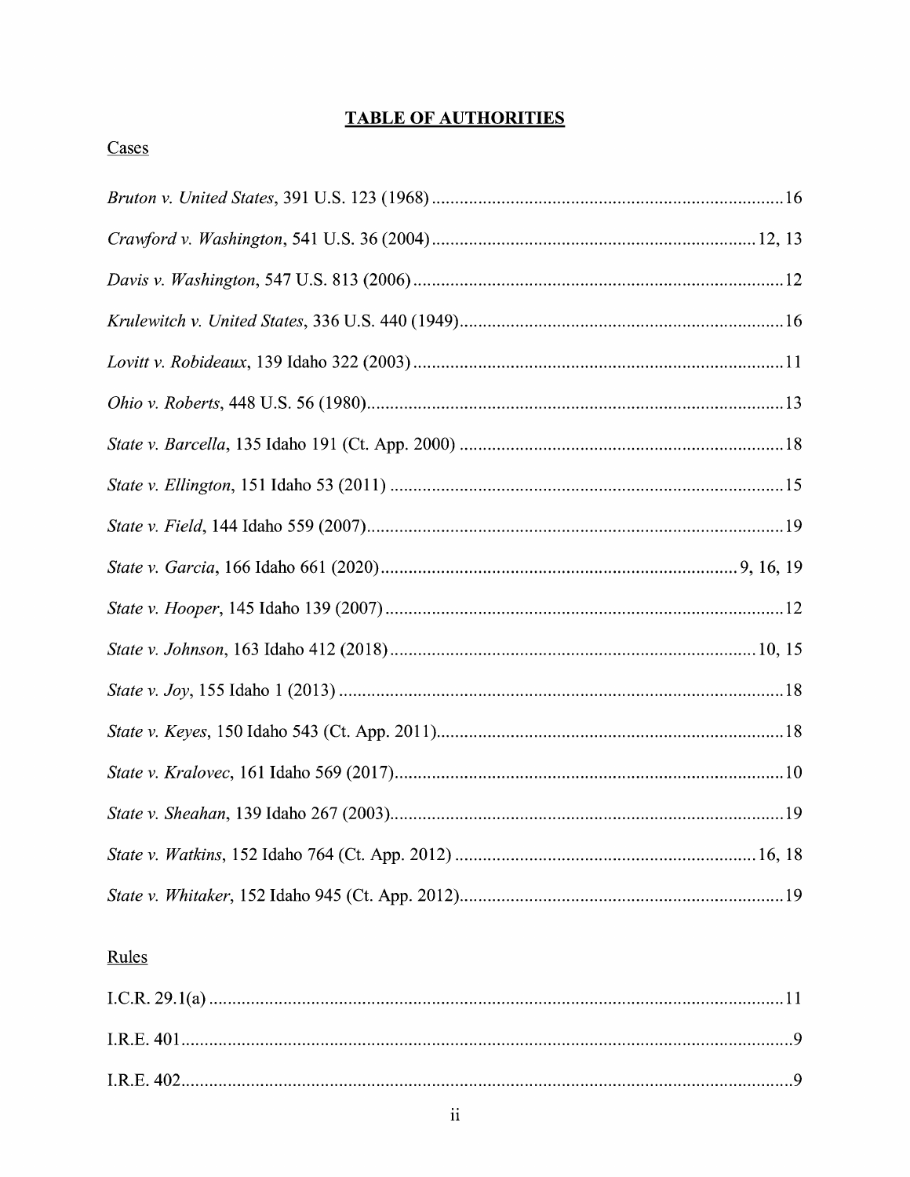**TABLE OF AUTHORITIES**

Cases

*Bruton v. United States*, 391 U.S. 123 (1968) ........................................................................16

*Crawford v. Washington*, 541 U.S. 36 (2004) ....................................................................12, 13

*Davis v. Washington*, 547 U.S. 813 (2006) ..............................................................................12

*Krulewitch v. United States*, 336 U.S. 440 (1949) ...................................................................16

*Lovitt v. Robideaux*, 139 Idaho 322 (2003) ..............................................................................11

*Ohio v. Roberts*, 448 U.S. 56 (1980) .........................................................................................13

*State v. Barcella*, 135 Idaho 191 (Ct. App. 2000) ....................................................................18

*State v. Ellington*, 151 Idaho 53 (2011) ....................................................................................15

*State v. Field*, 144 Idaho 559 (2007) .........................................................................................19

*State v. Garcia*, 166 Idaho 661 (2020) ..........................................................................9, 16, 19

*State v. Hooper*, 145 Idaho 139 (2007) .....................................................................................12

*State v. Johnson*, 163 Idaho 412 (2018) .............................................................................10, 15

*State v. Joy*, 155 Idaho 1 (2013) ...............................................................................................18

*State v. Keyes*, 150 Idaho 543 (Ct. App. 2011) .........................................................................18

*State v. Kralovec*, 161 Idaho 569 (2017) ..................................................................................10

*State v. Sheahan*, 139 Idaho 267 (2003) ...................................................................................19

*State v. Watkins*, 152 Idaho 764 (Ct. App. 2012) ................................................................16, 18

*State v. Whitaker*, 152 Idaho 945 (Ct. App. 2012) ....................................................................19

Rules

I.C.R. 29.1(a) ...........................................................................................................................11

I.R.E. 401 ..................................................................................................................................9

I.R.E. 402 ..................................................................................................................................9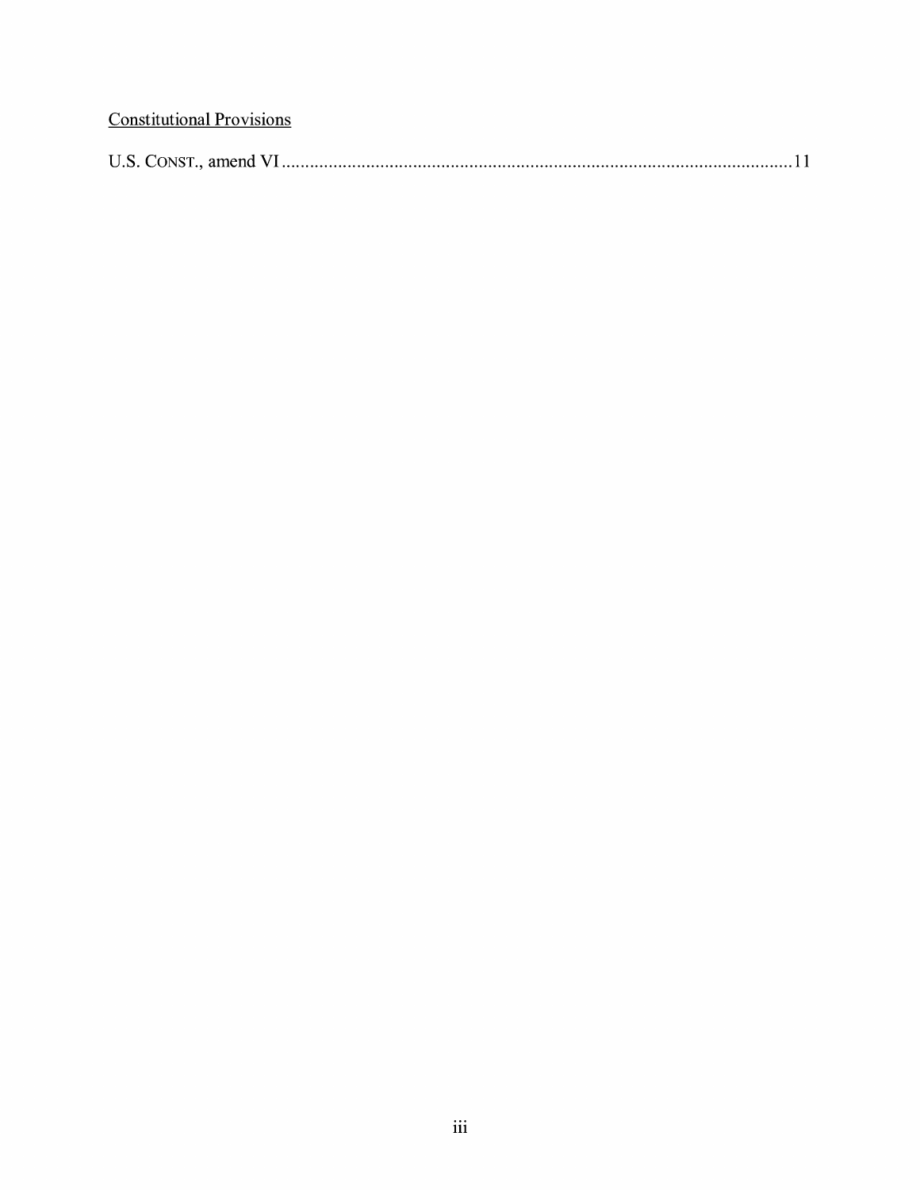<u>Constitutional Provisions</u>

U.S. CONST., amend VI ........................................................................................................11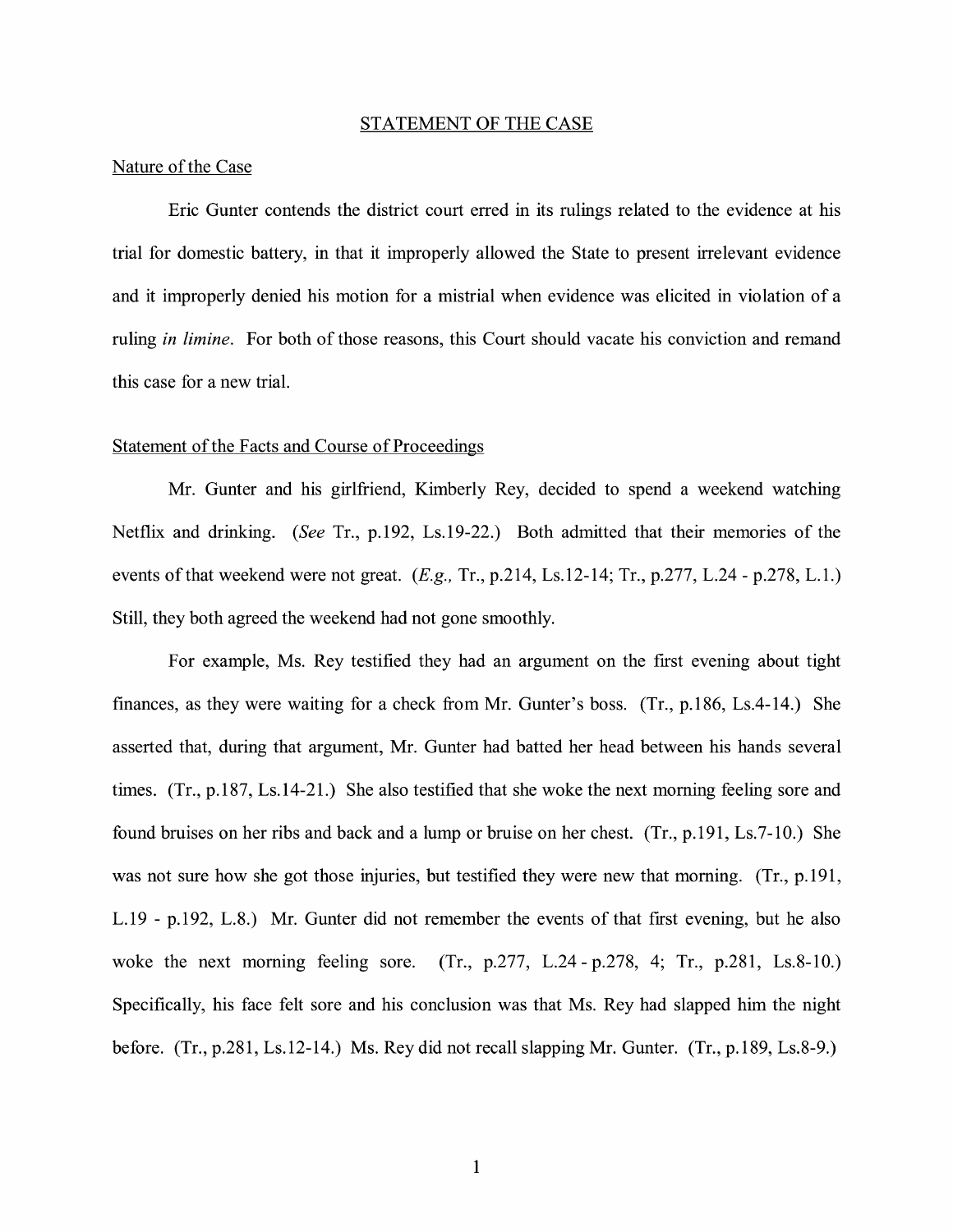## STATEMENT OF THE CASE

### Nature of the Case

Eric Gunter contends the district court erred in its rulings related to the evidence at his trial for domestic battery, in that it improperly allowed the State to present irrelevant evidence and it improperly denied his motion for a mistrial when evidence was elicited in violation of a ruling *in limine*. For both of those reasons, this Court should vacate his conviction and remand this case for a new trial.

### Statement of the Facts and Course of Proceedings

Mr. Gunter and his girlfriend, Kimberly Rey, decided to spend a weekend watching Netflix and drinking. (*See* Tr., p.192, Ls.19-22.) Both admitted that their memories of the events of that weekend were not great. (*E.g.,* Tr., p.214, Ls.12-14; Tr., p.277, L.24 - p.278, L.1.) Still, they both agreed the weekend had not gone smoothly.

For example, Ms. Rey testified they had an argument on the first evening about tight finances, as they were waiting for a check from Mr. Gunter's boss. (Tr., p.186, Ls.4-14.) She asserted that, during that argument, Mr. Gunter had batted her head between his hands several times. (Tr., p.187, Ls.14-21.) She also testified that she woke the next morning feeling sore and found bruises on her ribs and back and a lump or bruise on her chest. (Tr., p.191, Ls.7-10.) She was not sure how she got those injuries, but testified they were new that morning. (Tr., p.191, L.19 - p.192, L.8.) Mr. Gunter did not remember the events of that first evening, but he also woke the next morning feeling sore. (Tr., p.277, L.24 - p.278, 4; Tr., p.281, Ls.8-10.) Specifically, his face felt sore and his conclusion was that Ms. Rey had slapped him the night before. (Tr., p.281, Ls.12-14.) Ms. Rey did not recall slapping Mr. Gunter. (Tr., p.189, Ls.8-9.)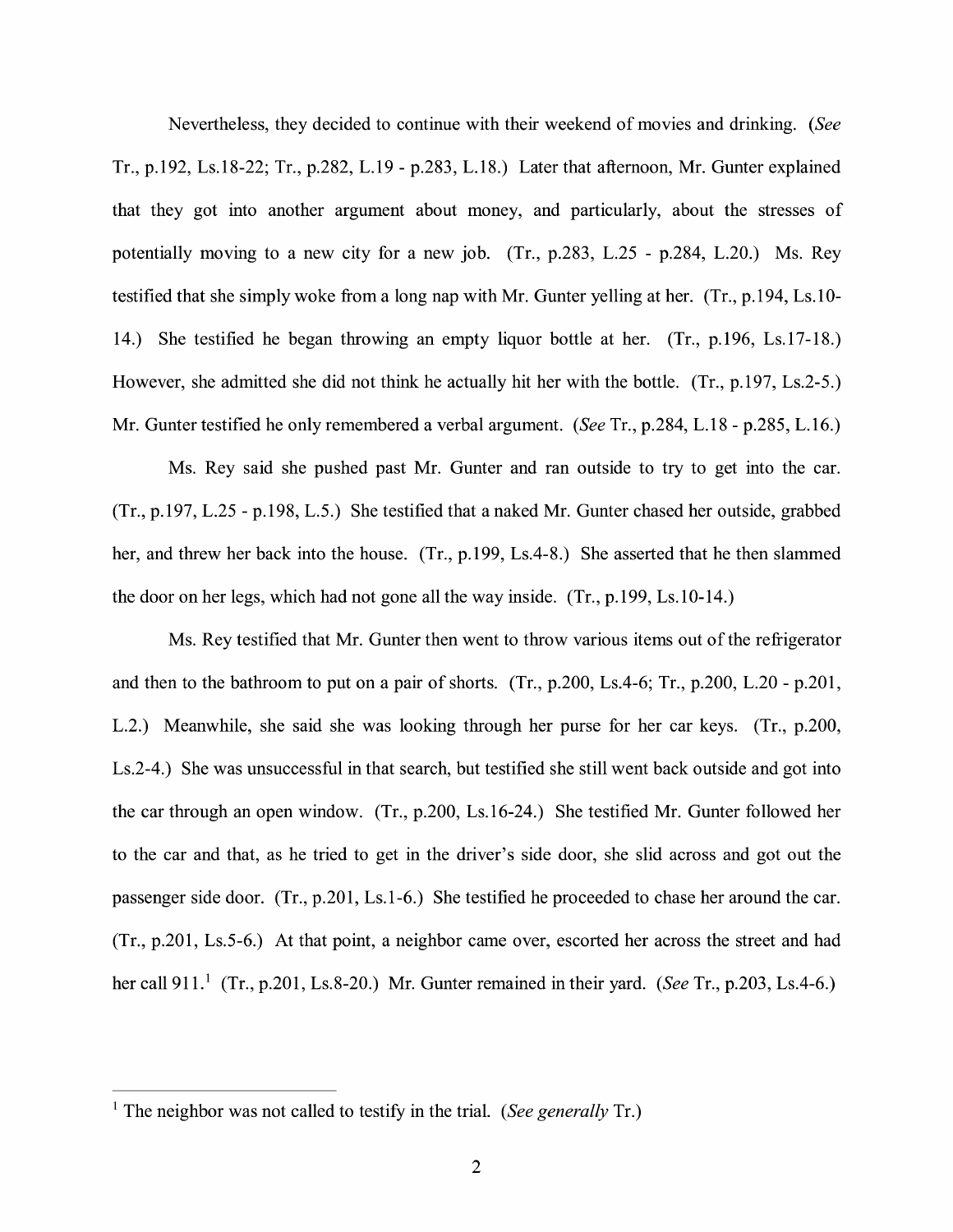Nevertheless, they decided to continue with their weekend of movies and drinking. (*See* Tr., p.192, Ls.18-22; Tr., p.282, L.19 - p.283, L.18.) Later that afternoon, Mr. Gunter explained that they got into another argument about money, and particularly, about the stresses of potentially moving to a new city for a new job. (Tr., p.283, L.25 - p.284, L.20.) Ms. Rey testified that she simply woke from a long nap with Mr. Gunter yelling at her. (Tr., p.194, Ls.10-14.) She testified he began throwing an empty liquor bottle at her. (Tr., p.196, Ls.17-18.) However, she admitted she did not think he actually hit her with the bottle. (Tr., p.197, Ls.2-5.) Mr. Gunter testified he only remembered a verbal argument. (*See* Tr., p.284, L.18 - p.285, L.16.)

Ms. Rey said she pushed past Mr. Gunter and ran outside to try to get into the car. (Tr., p.197, L.25 - p.198, L.5.) She testified that a naked Mr. Gunter chased her outside, grabbed her, and threw her back into the house. (Tr., p.199, Ls.4-8.) She asserted that he then slammed the door on her legs, which had not gone all the way inside. (Tr., p.199, Ls.10-14.)

Ms. Rey testified that Mr. Gunter then went to throw various items out of the refrigerator and then to the bathroom to put on a pair of shorts. (Tr., p.200, Ls.4-6; Tr., p.200, L.20 - p.201, L.2.) Meanwhile, she said she was looking through her purse for her car keys. (Tr., p.200, Ls.2-4.) She was unsuccessful in that search, but testified she still went back outside and got into the car through an open window. (Tr., p.200, Ls.16-24.) She testified Mr. Gunter followed her to the car and that, as he tried to get in the driver's side door, she slid across and got out the passenger side door. (Tr., p.201, Ls.1-6.) She testified he proceeded to chase her around the car. (Tr., p.201, Ls.5-6.) At that point, a neighbor came over, escorted her across the street and had her call 911.[1] (Tr., p.201, Ls.8-20.) Mr. Gunter remained in their yard. (*See* Tr., p.203, Ls.4-6.)

---

[1] The neighbor was not called to testify in the trial. (*See generally* Tr.)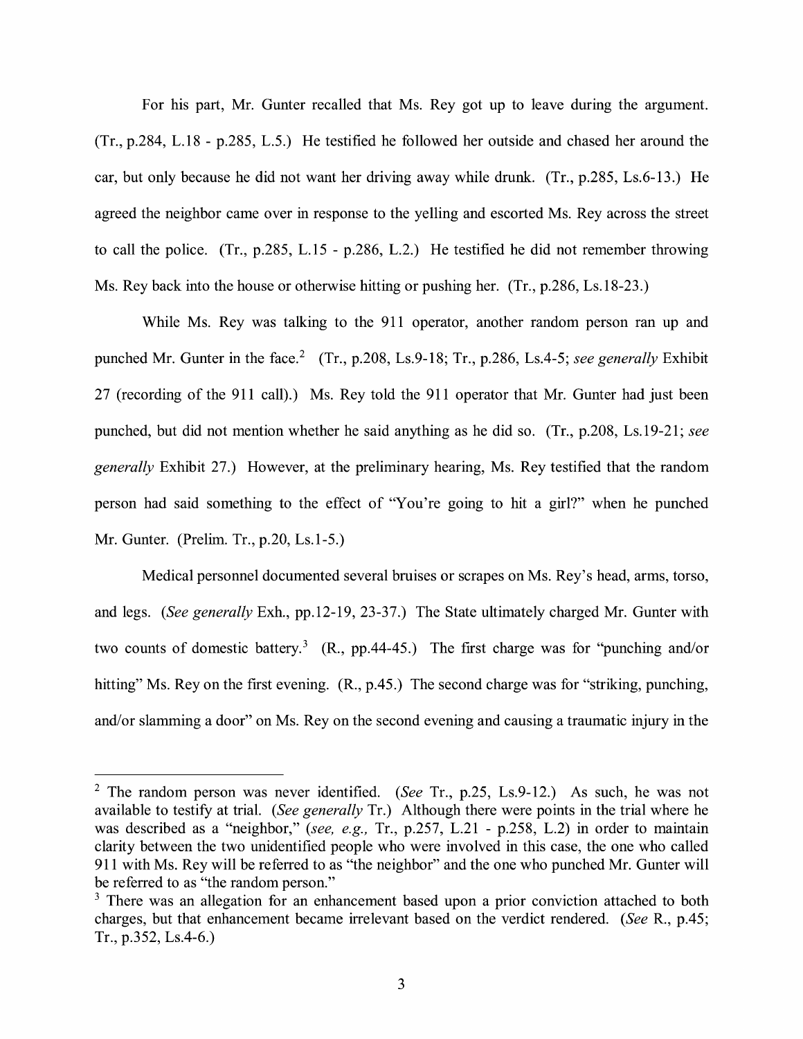For his part, Mr. Gunter recalled that Ms. Rey got up to leave during the argument. (Tr., p.284, L.18 - p.285, L.5.) He testified he followed her outside and chased her around the car, but only because he did not want her driving away while drunk. (Tr., p.285, Ls.6-13.) He agreed the neighbor came over in response to the yelling and escorted Ms. Rey across the street to call the police. (Tr., p.285, L.15 - p.286, L.2.) He testified he did not remember throwing Ms. Rey back into the house or otherwise hitting or pushing her. (Tr., p.286, Ls.18-23.)

While Ms. Rey was talking to the 911 operator, another random person ran up and punched Mr. Gunter in the face.[2] (Tr., p.208, Ls.9-18; Tr., p.286, Ls.4-5; *see generally* Exhibit 27 (recording of the 911 call).) Ms. Rey told the 911 operator that Mr. Gunter had just been punched, but did not mention whether he said anything as he did so. (Tr., p.208, Ls.19-21; *see generally* Exhibit 27.) However, at the preliminary hearing, Ms. Rey testified that the random person had said something to the effect of "You're going to hit a girl?" when he punched Mr. Gunter. (Prelim. Tr., p.20, Ls.1-5.)

Medical personnel documented several bruises or scrapes on Ms. Rey's head, arms, torso, and legs. (*See generally* Exh., pp.12-19, 23-37.) The State ultimately charged Mr. Gunter with two counts of domestic battery.[3] (R., pp.44-45.) The first charge was for "punching and/or hitting" Ms. Rey on the first evening. (R., p.45.) The second charge was for "striking, punching, and/or slamming a door" on Ms. Rey on the second evening and causing a traumatic injury in the

---

[2] The random person was never identified. (*See* Tr., p.25, Ls.9-12.) As such, he was not available to testify at trial. (*See generally* Tr.) Although there were points in the trial where he was described as a "neighbor," (*see, e.g.,* Tr., p.257, L.21 - p.258, L.2) in order to maintain clarity between the two unidentified people who were involved in this case, the one who called 911 with Ms. Rey will be referred to as "the neighbor" and the one who punched Mr. Gunter will be referred to as "the random person."

[3] There was an allegation for an enhancement based upon a prior conviction attached to both charges, but that enhancement became irrelevant based on the verdict rendered. (*See* R., p.45; Tr., p.352, Ls.4-6.)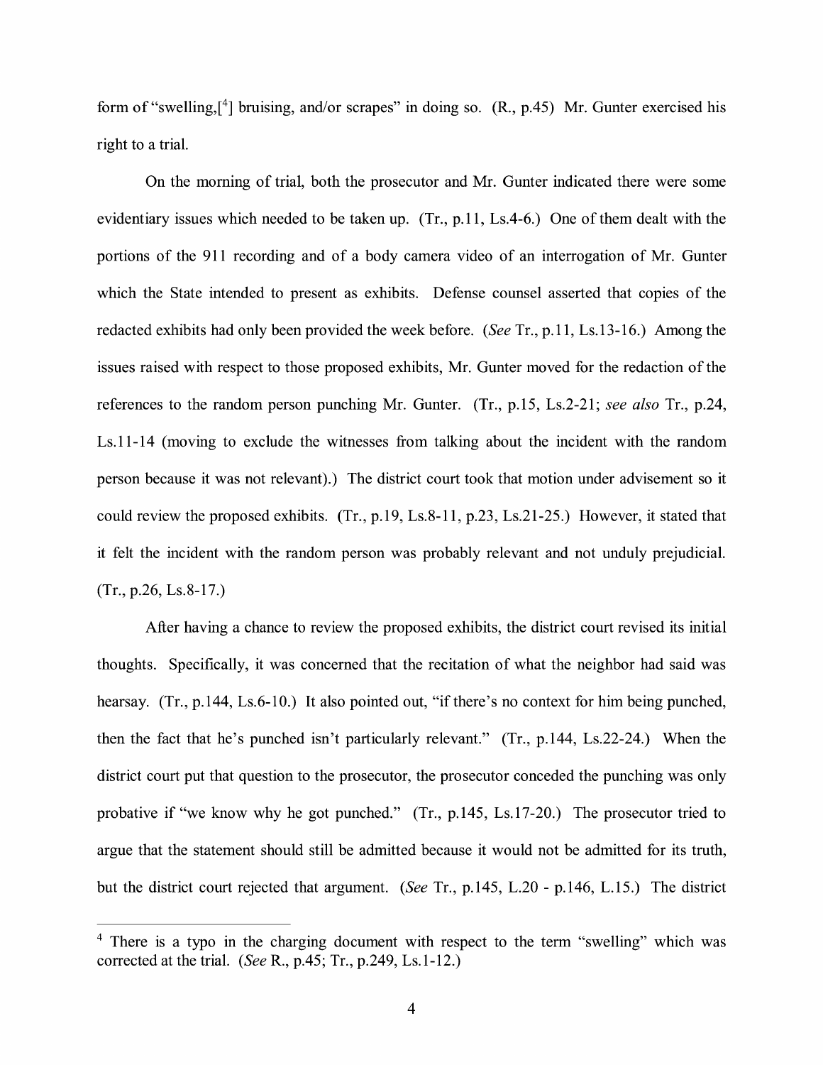form of "swelling,[4] bruising, and/or scrapes" in doing so. (R., p.45) Mr. Gunter exercised his right to a trial.

On the morning of trial, both the prosecutor and Mr. Gunter indicated there were some evidentiary issues which needed to be taken up. (Tr., p.11, Ls.4-6.) One of them dealt with the portions of the 911 recording and of a body camera video of an interrogation of Mr. Gunter which the State intended to present as exhibits. Defense counsel asserted that copies of the redacted exhibits had only been provided the week before. (*See* Tr., p.11, Ls.13-16.) Among the issues raised with respect to those proposed exhibits, Mr. Gunter moved for the redaction of the references to the random person punching Mr. Gunter. (Tr., p.15, Ls.2-21; *see also* Tr., p.24, Ls.11-14 (moving to exclude the witnesses from talking about the incident with the random person because it was not relevant).) The district court took that motion under advisement so it could review the proposed exhibits. (Tr., p.19, Ls.8-11, p.23, Ls.21-25.) However, it stated that it felt the incident with the random person was probably relevant and not unduly prejudicial. (Tr., p.26, Ls.8-17.)

After having a chance to review the proposed exhibits, the district court revised its initial thoughts. Specifically, it was concerned that the recitation of what the neighbor had said was hearsay. (Tr., p.144, Ls.6-10.) It also pointed out, "if there's no context for him being punched, then the fact that he's punched isn't particularly relevant." (Tr., p.144, Ls.22-24.) When the district court put that question to the prosecutor, the prosecutor conceded the punching was only probative if "we know why he got punched." (Tr., p.145, Ls.17-20.) The prosecutor tried to argue that the statement should still be admitted because it would not be admitted for its truth, but the district court rejected that argument. (*See* Tr., p.145, L.20 - p.146, L.15.) The district

[4] There is a typo in the charging document with respect to the term "swelling" which was corrected at the trial. (*See* R., p.45; Tr., p.249, Ls.1-12.)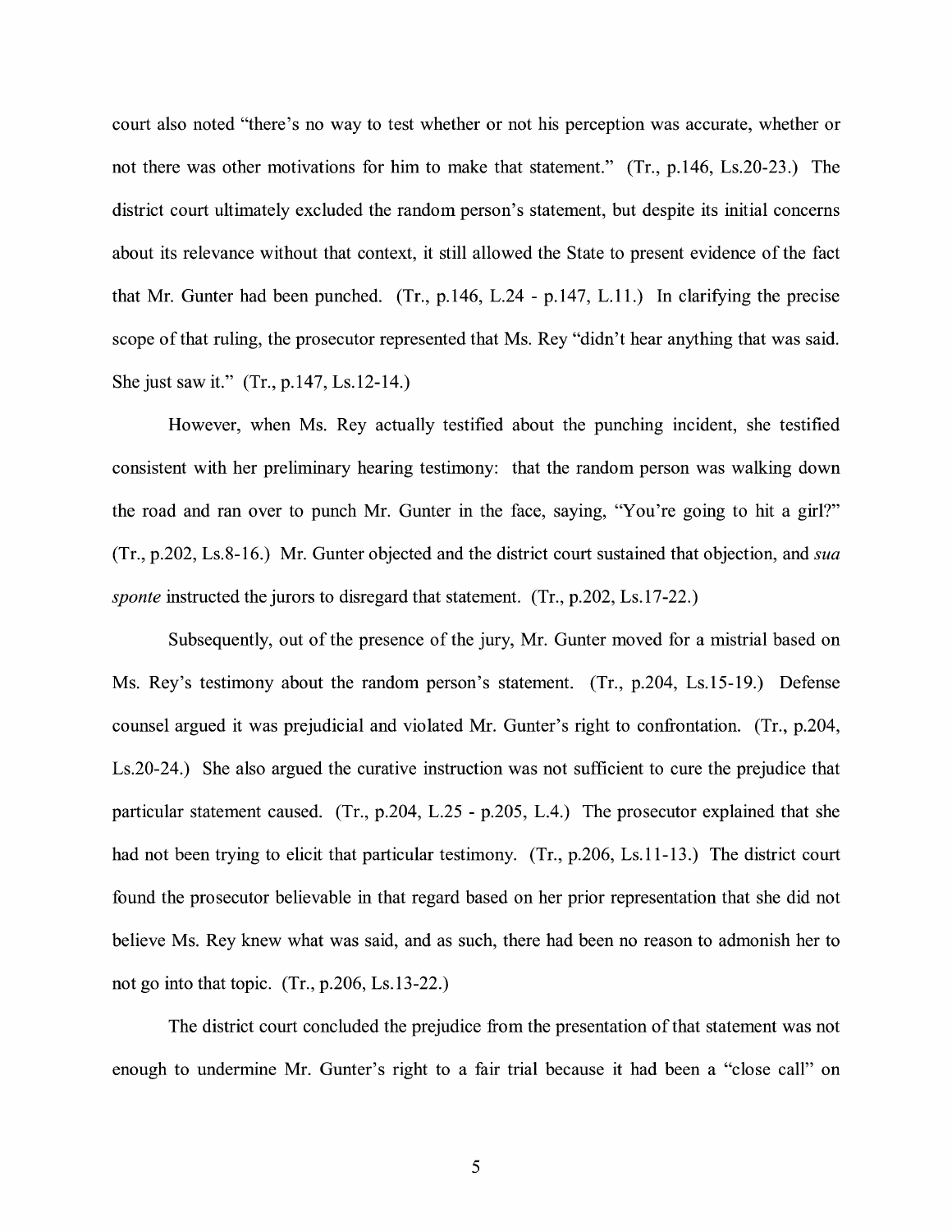court also noted "there's no way to test whether or not his perception was accurate, whether or not there was other motivations for him to make that statement." (Tr., p.146, Ls.20-23.) The district court ultimately excluded the random person's statement, but despite its initial concerns about its relevance without that context, it still allowed the State to present evidence of the fact that Mr. Gunter had been punched. (Tr., p.146, L.24 - p.147, L.11.) In clarifying the precise scope of that ruling, the prosecutor represented that Ms. Rey "didn't hear anything that was said. She just saw it." (Tr., p.147, Ls.12-14.)

However, when Ms. Rey actually testified about the punching incident, she testified consistent with her preliminary hearing testimony: that the random person was walking down the road and ran over to punch Mr. Gunter in the face, saying, "You're going to hit a girl?" (Tr., p.202, Ls.8-16.) Mr. Gunter objected and the district court sustained that objection, and *sua sponte* instructed the jurors to disregard that statement. (Tr., p.202, Ls.17-22.)

Subsequently, out of the presence of the jury, Mr. Gunter moved for a mistrial based on Ms. Rey's testimony about the random person's statement. (Tr., p.204, Ls.15-19.) Defense counsel argued it was prejudicial and violated Mr. Gunter's right to confrontation. (Tr., p.204, Ls.20-24.) She also argued the curative instruction was not sufficient to cure the prejudice that particular statement caused. (Tr., p.204, L.25 - p.205, L.4.) The prosecutor explained that she had not been trying to elicit that particular testimony. (Tr., p.206, Ls.11-13.) The district court found the prosecutor believable in that regard based on her prior representation that she did not believe Ms. Rey knew what was said, and as such, there had been no reason to admonish her to not go into that topic. (Tr., p.206, Ls.13-22.)

The district court concluded the prejudice from the presentation of that statement was not enough to undermine Mr. Gunter's right to a fair trial because it had been a "close call" on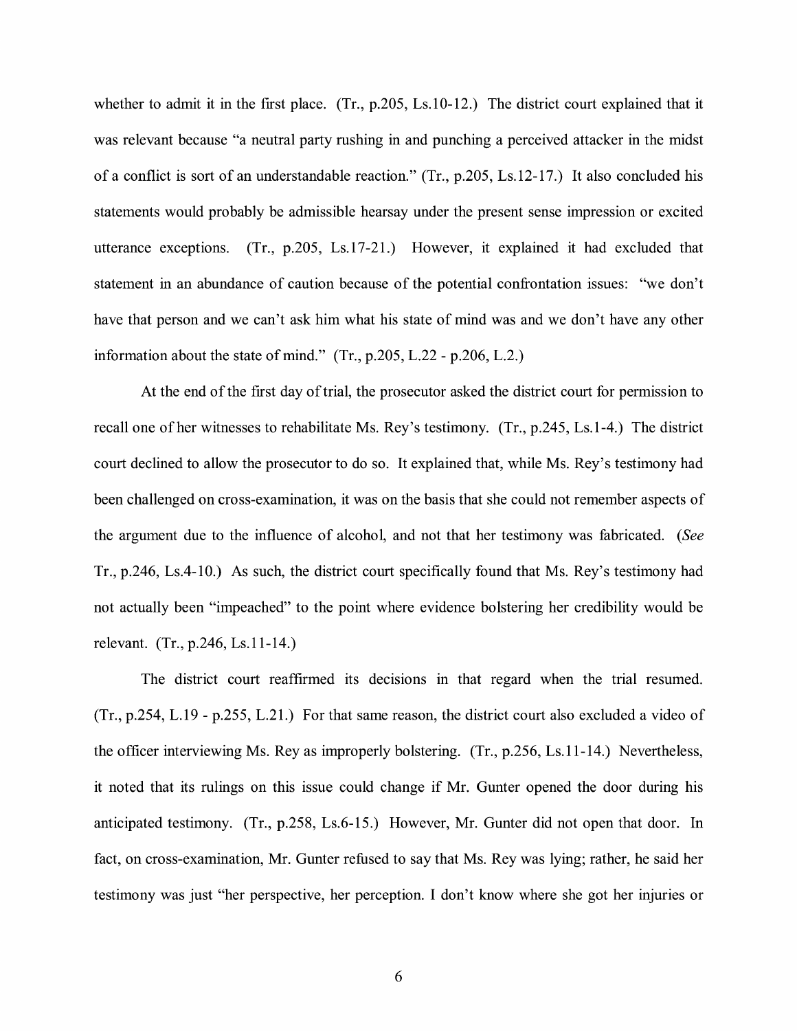whether to admit it in the first place. (Tr., p.205, Ls.10-12.) The district court explained that it was relevant because "a neutral party rushing in and punching a perceived attacker in the midst of a conflict is sort of an understandable reaction." (Tr., p.205, Ls.12-17.) It also concluded his statements would probably be admissible hearsay under the present sense impression or excited utterance exceptions. (Tr., p.205, Ls.17-21.) However, it explained it had excluded that statement in an abundance of caution because of the potential confrontation issues: "we don't have that person and we can't ask him what his state of mind was and we don't have any other information about the state of mind." (Tr., p.205, L.22 - p.206, L.2.)

At the end of the first day of trial, the prosecutor asked the district court for permission to recall one of her witnesses to rehabilitate Ms. Rey's testimony. (Tr., p.245, Ls.1-4.) The district court declined to allow the prosecutor to do so. It explained that, while Ms. Rey's testimony had been challenged on cross-examination, it was on the basis that she could not remember aspects of the argument due to the influence of alcohol, and not that her testimony was fabricated. (*See* Tr., p.246, Ls.4-10.) As such, the district court specifically found that Ms. Rey's testimony had not actually been "impeached" to the point where evidence bolstering her credibility would be relevant. (Tr., p.246, Ls.11-14.)

The district court reaffirmed its decisions in that regard when the trial resumed. (Tr., p.254, L.19 - p.255, L.21.) For that same reason, the district court also excluded a video of the officer interviewing Ms. Rey as improperly bolstering. (Tr., p.256, Ls.11-14.) Nevertheless, it noted that its rulings on this issue could change if Mr. Gunter opened the door during his anticipated testimony. (Tr., p.258, Ls.6-15.) However, Mr. Gunter did not open that door. In fact, on cross-examination, Mr. Gunter refused to say that Ms. Rey was lying; rather, he said her testimony was just "her perspective, her perception. I don't know where she got her injuries or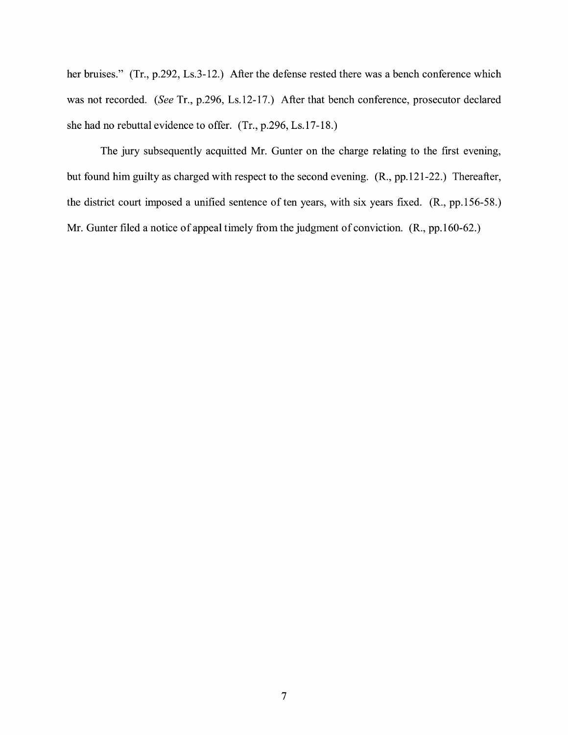her bruises." (Tr., p.292, Ls.3-12.) After the defense rested there was a bench conference which was not recorded. (*See* Tr., p.296, Ls.12-17.) After that bench conference, prosecutor declared she had no rebuttal evidence to offer. (Tr., p.296, Ls.17-18.)

The jury subsequently acquitted Mr. Gunter on the charge relating to the first evening, but found him guilty as charged with respect to the second evening. (R., pp.121-22.) Thereafter, the district court imposed a unified sentence of ten years, with six years fixed. (R., pp.156-58.) Mr. Gunter filed a notice of appeal timely from the judgment of conviction. (R., pp.160-62.)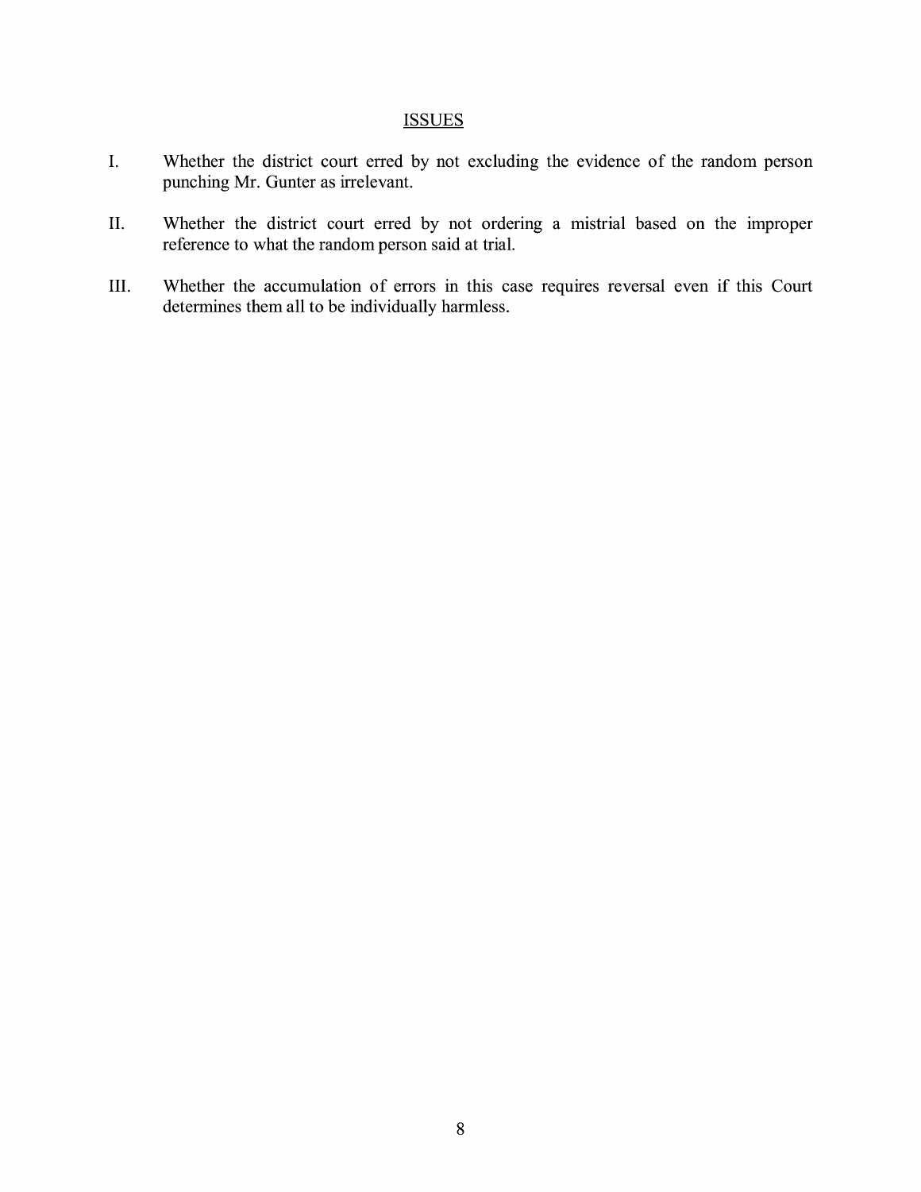## ISSUES

I. Whether the district court erred by not excluding the evidence of the random person punching Mr. Gunter as irrelevant.

II. Whether the district court erred by not ordering a mistrial based on the improper reference to what the random person said at trial.

III. Whether the accumulation of errors in this case requires reversal even if this Court determines them all to be individually harmless.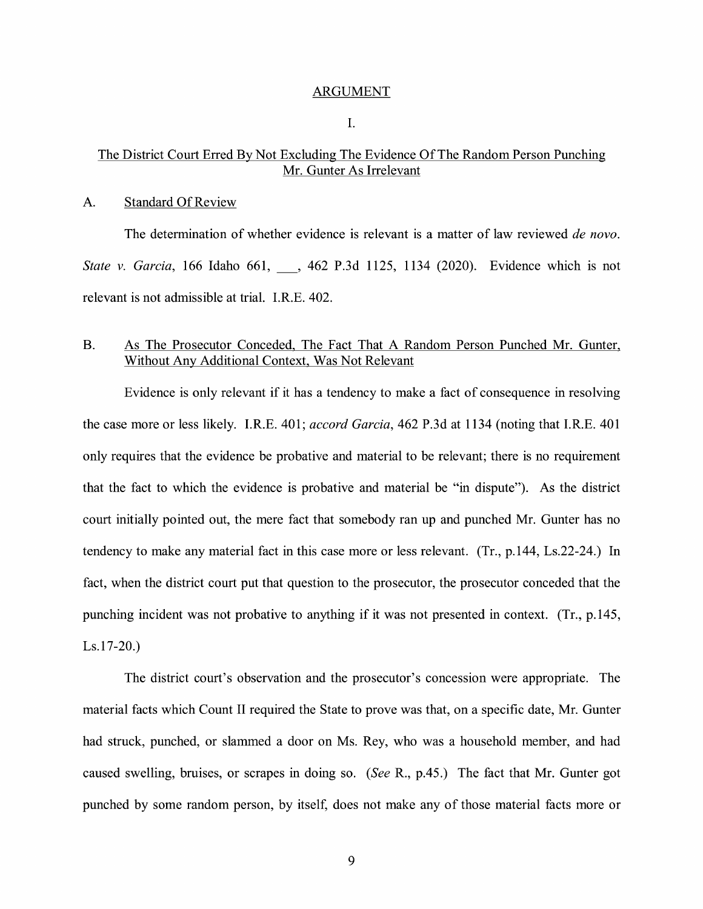## ARGUMENT

### I.

### The District Court Erred By Not Excluding The Evidence Of The Random Person Punching Mr. Gunter As Irrelevant

#### A. Standard Of Review

The determination of whether evidence is relevant is a matter of law reviewed *de novo*. *State v. Garcia*, 166 Idaho 661, ___, 462 P.3d 1125, 1134 (2020). Evidence which is not relevant is not admissible at trial. I.R.E. 402.

#### B. As The Prosecutor Conceded, The Fact That A Random Person Punched Mr. Gunter, Without Any Additional Context, Was Not Relevant

Evidence is only relevant if it has a tendency to make a fact of consequence in resolving the case more or less likely. I.R.E. 401; *accord Garcia*, 462 P.3d at 1134 (noting that I.R.E. 401 only requires that the evidence be probative and material to be relevant; there is no requirement that the fact to which the evidence is probative and material be "in dispute"). As the district court initially pointed out, the mere fact that somebody ran up and punched Mr. Gunter has no tendency to make any material fact in this case more or less relevant. (Tr., p.144, Ls.22-24.) In fact, when the district court put that question to the prosecutor, the prosecutor conceded that the punching incident was not probative to anything if it was not presented in context. (Tr., p.145, Ls.17-20.)

The district court's observation and the prosecutor's concession were appropriate. The material facts which Count II required the State to prove was that, on a specific date, Mr. Gunter had struck, punched, or slammed a door on Ms. Rey, who was a household member, and had caused swelling, bruises, or scrapes in doing so. (*See* R., p.45.) The fact that Mr. Gunter got punched by some random person, by itself, does not make any of those material facts more or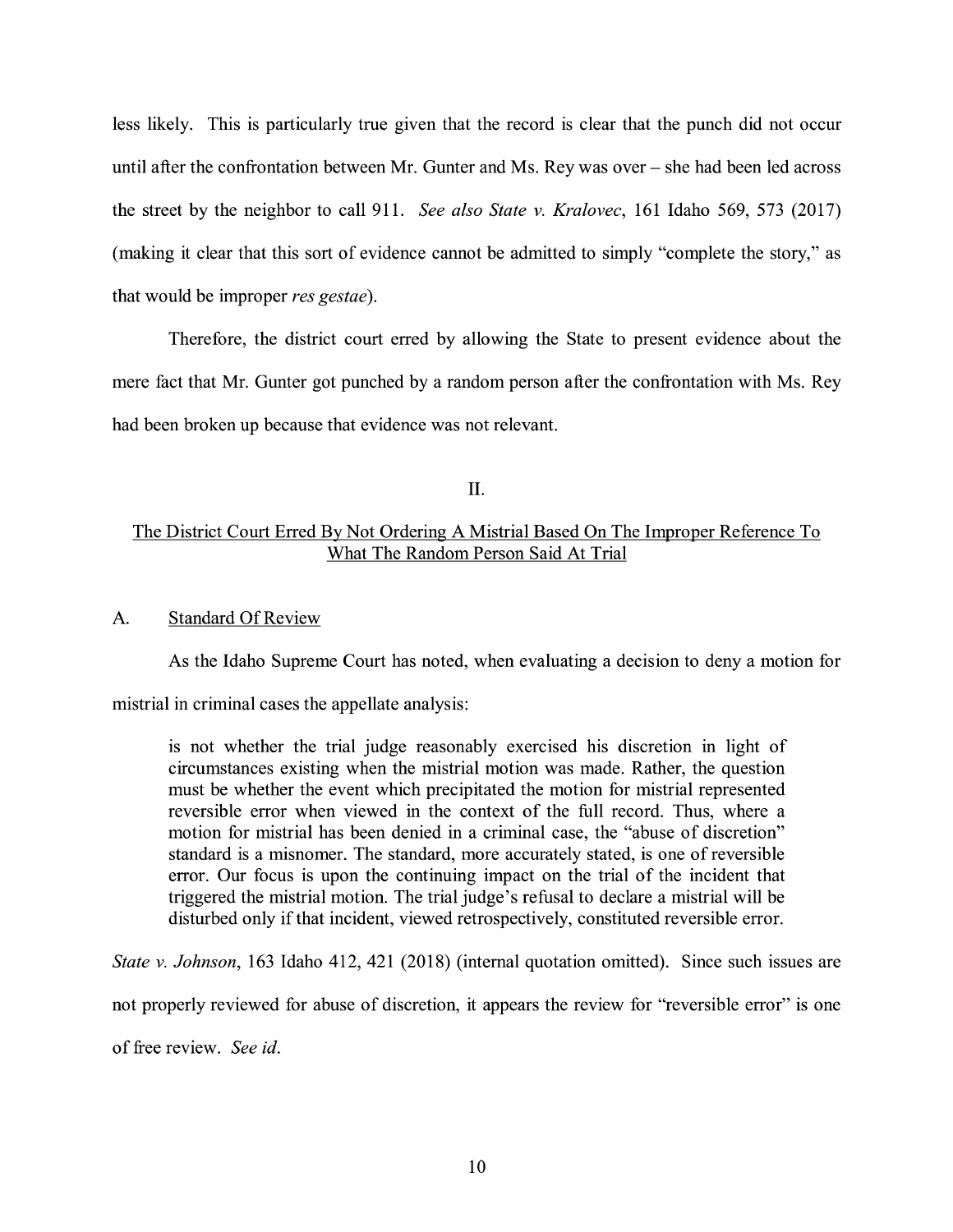less likely. This is particularly true given that the record is clear that the punch did not occur until after the confrontation between Mr. Gunter and Ms. Rey was over – she had been led across the street by the neighbor to call 911. *See also State v. Kralovec*, 161 Idaho 569, 573 (2017) (making it clear that this sort of evidence cannot be admitted to simply "complete the story," as that would be improper *res gestae*).

Therefore, the district court erred by allowing the State to present evidence about the mere fact that Mr. Gunter got punched by a random person after the confrontation with Ms. Rey had been broken up because that evidence was not relevant.

## II.

## <u>The District Court Erred By Not Ordering A Mistrial Based On The Improper Reference To What The Random Person Said At Trial</u>

### A. <u>Standard Of Review</u>

As the Idaho Supreme Court has noted, when evaluating a decision to deny a motion for mistrial in criminal cases the appellate analysis:

> is not whether the trial judge reasonably exercised his discretion in light of circumstances existing when the mistrial motion was made. Rather, the question must be whether the event which precipitated the motion for mistrial represented reversible error when viewed in the context of the full record. Thus, where a motion for mistrial has been denied in a criminal case, the "abuse of discretion" standard is a misnomer. The standard, more accurately stated, is one of reversible error. Our focus is upon the continuing impact on the trial of the incident that triggered the mistrial motion. The trial judge's refusal to declare a mistrial will be disturbed only if that incident, viewed retrospectively, constituted reversible error.

*State v. Johnson*, 163 Idaho 412, 421 (2018) (internal quotation omitted). Since such issues are not properly reviewed for abuse of discretion, it appears the review for "reversible error" is one of free review. *See id.*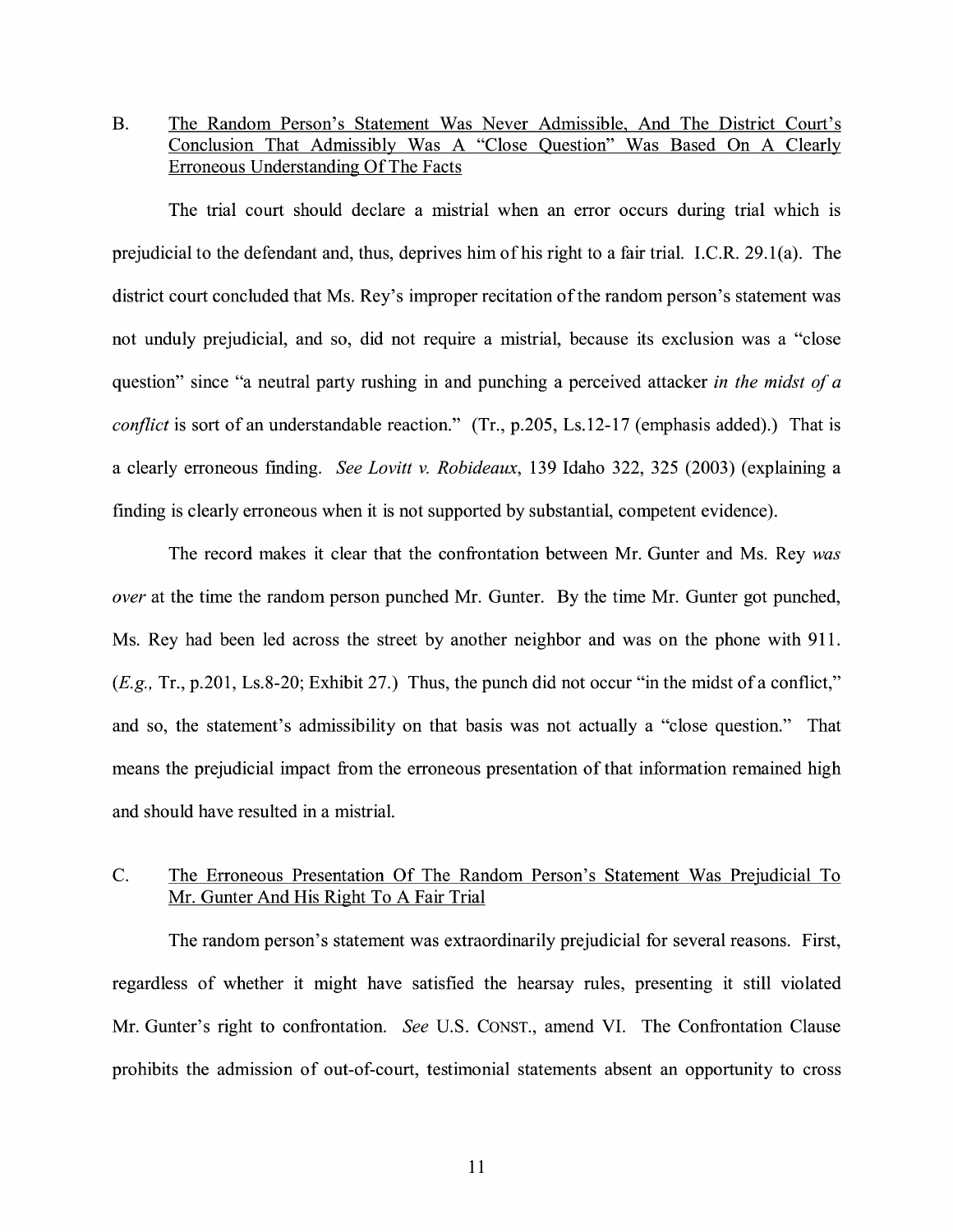### B. The Random Person's Statement Was Never Admissible, And The District Court's Conclusion That Admissibly Was A "Close Question" Was Based On A Clearly Erroneous Understanding Of The Facts

The trial court should declare a mistrial when an error occurs during trial which is prejudicial to the defendant and, thus, deprives him of his right to a fair trial. I.C.R. 29.1(a). The district court concluded that Ms. Rey's improper recitation of the random person's statement was not unduly prejudicial, and so, did not require a mistrial, because its exclusion was a "close question" since "a neutral party rushing in and punching a perceived attacker *in the midst of a conflict* is sort of an understandable reaction." (Tr., p.205, Ls.12-17 (emphasis added).) That is a clearly erroneous finding. *See Lovitt v. Robideaux*, 139 Idaho 322, 325 (2003) (explaining a finding is clearly erroneous when it is not supported by substantial, competent evidence).

The record makes it clear that the confrontation between Mr. Gunter and Ms. Rey *was over* at the time the random person punched Mr. Gunter. By the time Mr. Gunter got punched, Ms. Rey had been led across the street by another neighbor and was on the phone with 911. (*E.g.,* Tr., p.201, Ls.8-20; Exhibit 27.) Thus, the punch did not occur "in the midst of a conflict," and so, the statement's admissibility on that basis was not actually a "close question." That means the prejudicial impact from the erroneous presentation of that information remained high and should have resulted in a mistrial.

### C. The Erroneous Presentation Of The Random Person's Statement Was Prejudicial To Mr. Gunter And His Right To A Fair Trial

The random person's statement was extraordinarily prejudicial for several reasons. First, regardless of whether it might have satisfied the hearsay rules, presenting it still violated Mr. Gunter's right to confrontation. *See* U.S. CONST., amend VI. The Confrontation Clause prohibits the admission of out-of-court, testimonial statements absent an opportunity to cross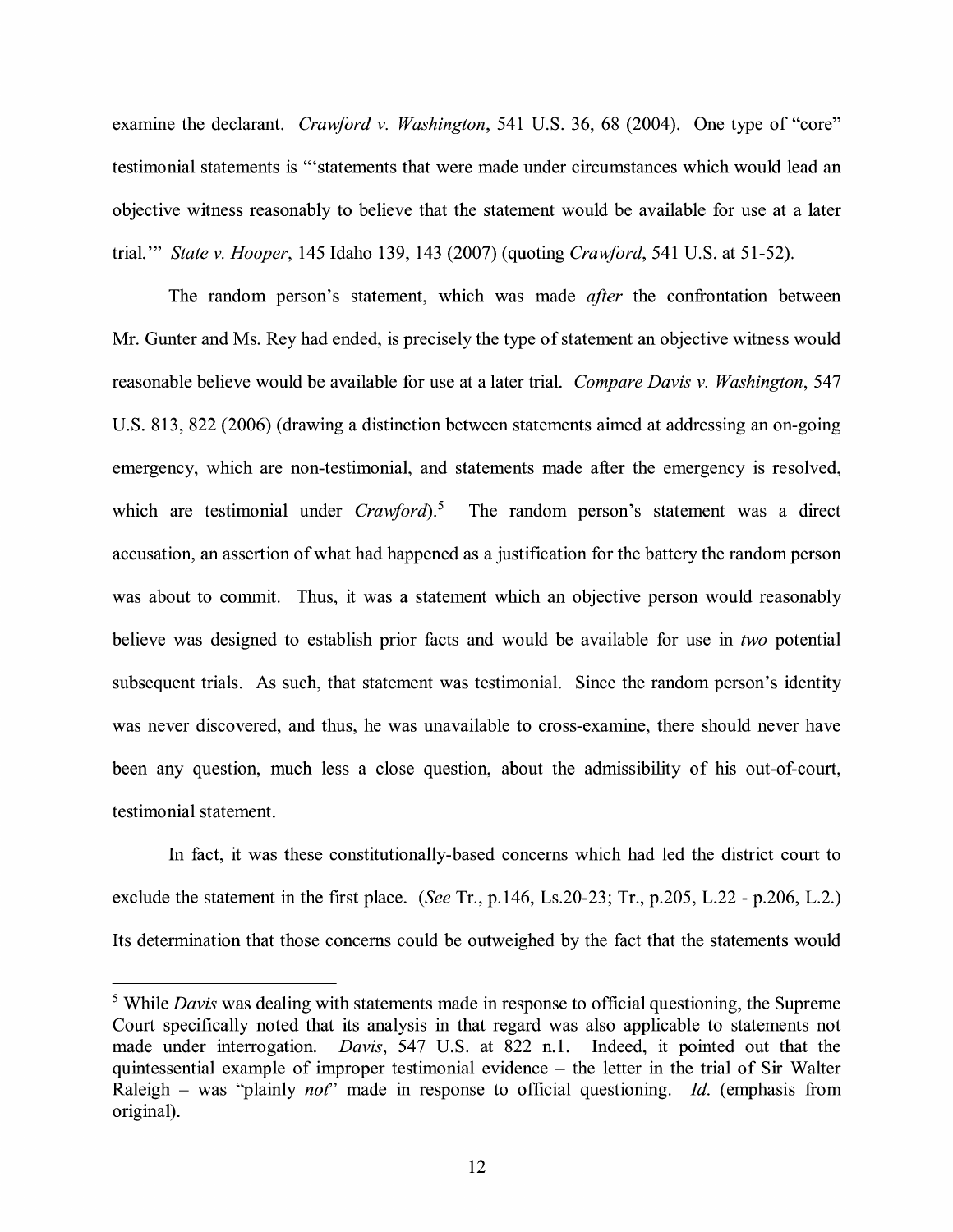examine the declarant. *Crawford v. Washington*, 541 U.S. 36, 68 (2004). One type of "core" testimonial statements is "'statements that were made under circumstances which would lead an objective witness reasonably to believe that the statement would be available for use at a later trial.'" *State v. Hooper*, 145 Idaho 139, 143 (2007) (quoting *Crawford*, 541 U.S. at 51-52).

The random person's statement, which was made *after* the confrontation between Mr. Gunter and Ms. Rey had ended, is precisely the type of statement an objective witness would reasonable believe would be available for use at a later trial. *Compare Davis v. Washington*, 547 U.S. 813, 822 (2006) (drawing a distinction between statements aimed at addressing an on-going emergency, which are non-testimonial, and statements made after the emergency is resolved, which are testimonial under *Crawford*).[5] The random person's statement was a direct accusation, an assertion of what had happened as a justification for the battery the random person was about to commit. Thus, it was a statement which an objective person would reasonably believe was designed to establish prior facts and would be available for use in *two* potential subsequent trials. As such, that statement was testimonial. Since the random person's identity was never discovered, and thus, he was unavailable to cross-examine, there should never have been any question, much less a close question, about the admissibility of his out-of-court, testimonial statement.

In fact, it was these constitutionally-based concerns which had led the district court to exclude the statement in the first place. (*See* Tr., p.146, Ls.20-23; Tr., p.205, L.22 - p.206, L.2.) Its determination that those concerns could be outweighed by the fact that the statements would

[5] While *Davis* was dealing with statements made in response to official questioning, the Supreme Court specifically noted that its analysis in that regard was also applicable to statements not made under interrogation. *Davis*, 547 U.S. at 822 n.1. Indeed, it pointed out that the quintessential example of improper testimonial evidence – the letter in the trial of Sir Walter Raleigh – was "plainly *not*" made in response to official questioning. *Id.* (emphasis from original).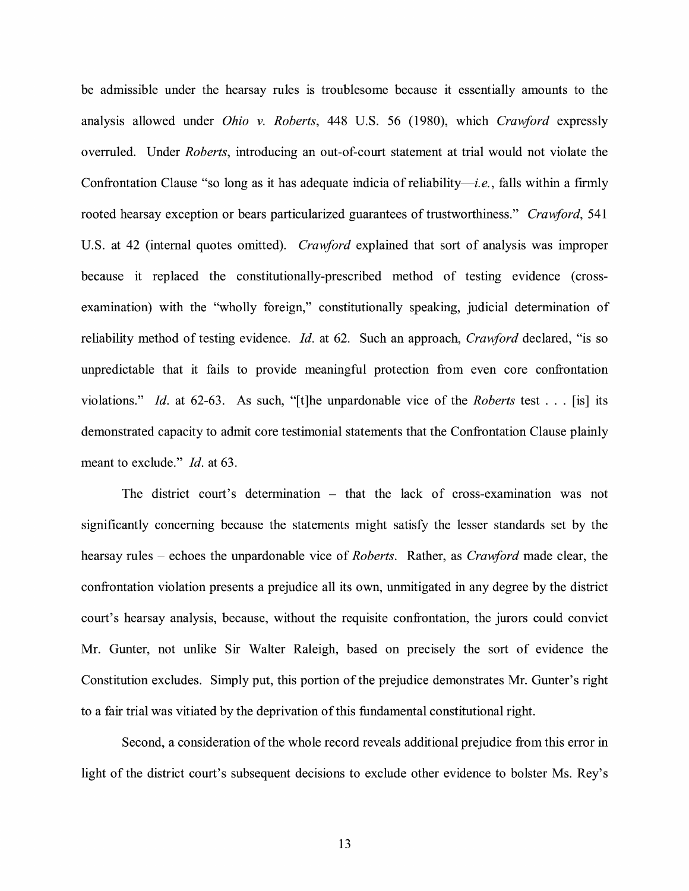be admissible under the hearsay rules is troublesome because it essentially amounts to the analysis allowed under *Ohio v. Roberts*, 448 U.S. 56 (1980), which *Crawford* expressly overruled. Under *Roberts*, introducing an out-of-court statement at trial would not violate the Confrontation Clause "so long as it has adequate indicia of reliability—*i.e.*, falls within a firmly rooted hearsay exception or bears particularized guarantees of trustworthiness." *Crawford*, 541 U.S. at 42 (internal quotes omitted). *Crawford* explained that sort of analysis was improper because it replaced the constitutionally-prescribed method of testing evidence (cross-examination) with the "wholly foreign," constitutionally speaking, judicial determination of reliability method of testing evidence. *Id.* at 62. Such an approach, *Crawford* declared, "is so unpredictable that it fails to provide meaningful protection from even core confrontation violations." *Id.* at 62-63. As such, "[t]he unpardonable vice of the *Roberts* test . . . [is] its demonstrated capacity to admit core testimonial statements that the Confrontation Clause plainly meant to exclude." *Id.* at 63.

The district court's determination – that the lack of cross-examination was not significantly concerning because the statements might satisfy the lesser standards set by the hearsay rules – echoes the unpardonable vice of *Roberts*. Rather, as *Crawford* made clear, the confrontation violation presents a prejudice all its own, unmitigated in any degree by the district court's hearsay analysis, because, without the requisite confrontation, the jurors could convict Mr. Gunter, not unlike Sir Walter Raleigh, based on precisely the sort of evidence the Constitution excludes. Simply put, this portion of the prejudice demonstrates Mr. Gunter's right to a fair trial was vitiated by the deprivation of this fundamental constitutional right.

Second, a consideration of the whole record reveals additional prejudice from this error in light of the district court's subsequent decisions to exclude other evidence to bolster Ms. Rey's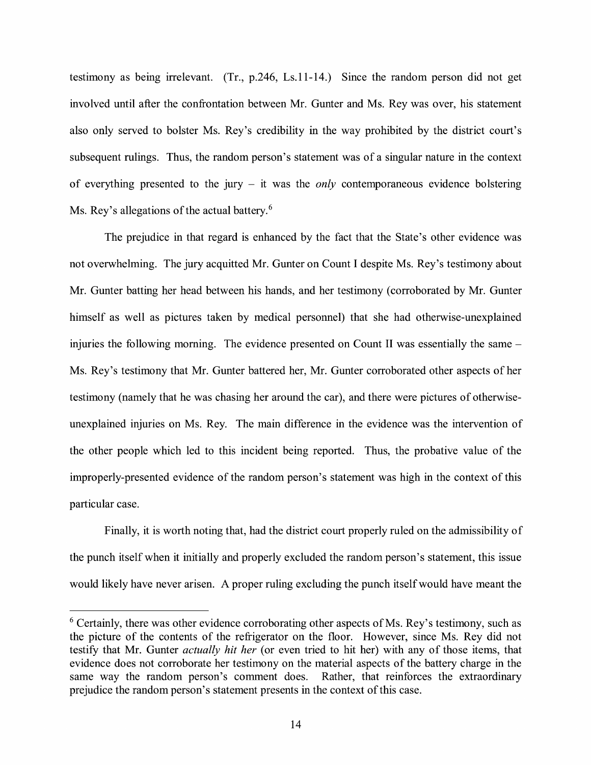testimony as being irrelevant. (Tr., p.246, Ls.11-14.) Since the random person did not get involved until after the confrontation between Mr. Gunter and Ms. Rey was over, his statement also only served to bolster Ms. Rey's credibility in the way prohibited by the district court's subsequent rulings. Thus, the random person's statement was of a singular nature in the context of everything presented to the jury – it was the *only* contemporaneous evidence bolstering Ms. Rey's allegations of the actual battery.[6]

The prejudice in that regard is enhanced by the fact that the State's other evidence was not overwhelming. The jury acquitted Mr. Gunter on Count I despite Ms. Rey's testimony about Mr. Gunter batting her head between his hands, and her testimony (corroborated by Mr. Gunter himself as well as pictures taken by medical personnel) that she had otherwise-unexplained injuries the following morning. The evidence presented on Count II was essentially the same – Ms. Rey's testimony that Mr. Gunter battered her, Mr. Gunter corroborated other aspects of her testimony (namely that he was chasing her around the car), and there were pictures of otherwise-unexplained injuries on Ms. Rey. The main difference in the evidence was the intervention of the other people which led to this incident being reported. Thus, the probative value of the improperly-presented evidence of the random person's statement was high in the context of this particular case.

Finally, it is worth noting that, had the district court properly ruled on the admissibility of the punch itself when it initially and properly excluded the random person's statement, this issue would likely have never arisen. A proper ruling excluding the punch itself would have meant the

[6] Certainly, there was other evidence corroborating other aspects of Ms. Rey's testimony, such as the picture of the contents of the refrigerator on the floor. However, since Ms. Rey did not testify that Mr. Gunter *actually hit her* (or even tried to hit her) with any of those items, that evidence does not corroborate her testimony on the material aspects of the battery charge in the same way the random person's comment does. Rather, that reinforces the extraordinary prejudice the random person's statement presents in the context of this case.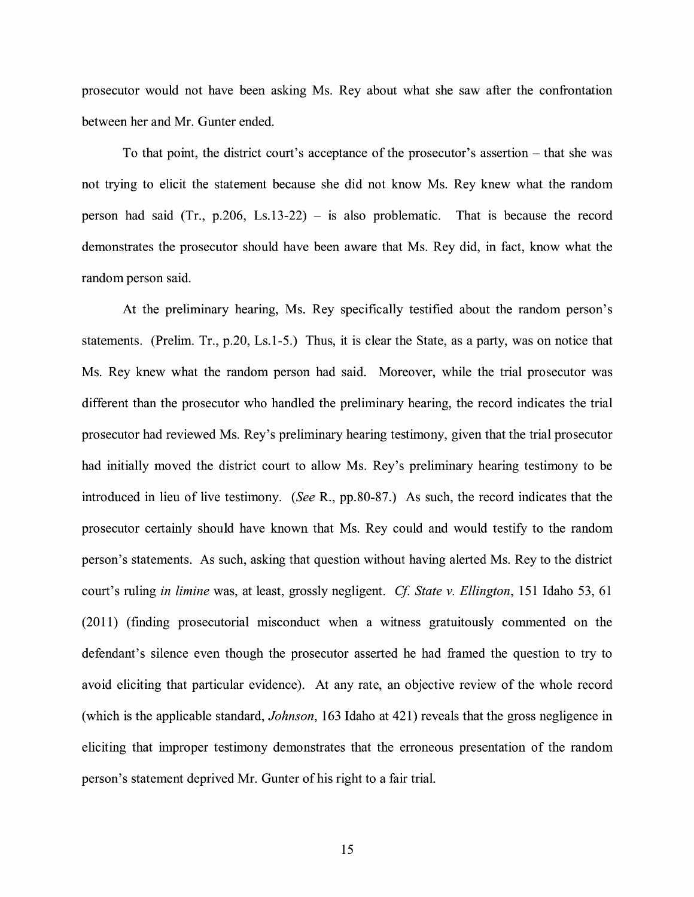prosecutor would not have been asking Ms. Rey about what she saw after the confrontation between her and Mr. Gunter ended.

To that point, the district court's acceptance of the prosecutor's assertion – that she was not trying to elicit the statement because she did not know Ms. Rey knew what the random person had said (Tr., p.206, Ls.13-22) – is also problematic. That is because the record demonstrates the prosecutor should have been aware that Ms. Rey did, in fact, know what the random person said.

At the preliminary hearing, Ms. Rey specifically testified about the random person's statements. (Prelim. Tr., p.20, Ls.1-5.) Thus, it is clear the State, as a party, was on notice that Ms. Rey knew what the random person had said. Moreover, while the trial prosecutor was different than the prosecutor who handled the preliminary hearing, the record indicates the trial prosecutor had reviewed Ms. Rey's preliminary hearing testimony, given that the trial prosecutor had initially moved the district court to allow Ms. Rey's preliminary hearing testimony to be introduced in lieu of live testimony. (*See* R., pp.80-87.) As such, the record indicates that the prosecutor certainly should have known that Ms. Rey could and would testify to the random person's statements. As such, asking that question without having alerted Ms. Rey to the district court's ruling *in limine* was, at least, grossly negligent. *Cf. State v. Ellington*, 151 Idaho 53, 61 (2011) (finding prosecutorial misconduct when a witness gratuitously commented on the defendant's silence even though the prosecutor asserted he had framed the question to try to avoid eliciting that particular evidence). At any rate, an objective review of the whole record (which is the applicable standard, *Johnson*, 163 Idaho at 421) reveals that the gross negligence in eliciting that improper testimony demonstrates that the erroneous presentation of the random person's statement deprived Mr. Gunter of his right to a fair trial.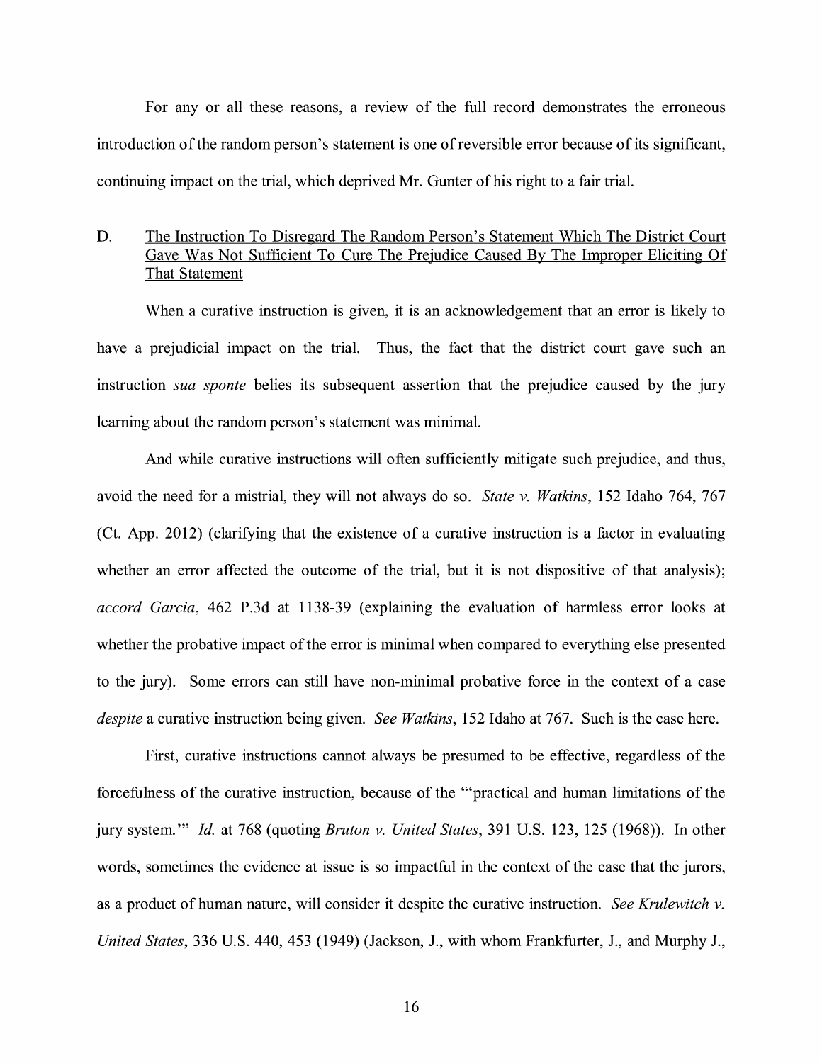For any or all these reasons, a review of the full record demonstrates the erroneous introduction of the random person's statement is one of reversible error because of its significant, continuing impact on the trial, which deprived Mr. Gunter of his right to a fair trial.

D. <u>The Instruction To Disregard The Random Person's Statement Which The District Court Gave Was Not Sufficient To Cure The Prejudice Caused By The Improper Eliciting Of That Statement</u>

When a curative instruction is given, it is an acknowledgement that an error is likely to have a prejudicial impact on the trial. Thus, the fact that the district court gave such an instruction *sua sponte* belies its subsequent assertion that the prejudice caused by the jury learning about the random person's statement was minimal.

And while curative instructions will often sufficiently mitigate such prejudice, and thus, avoid the need for a mistrial, they will not always do so. *State v. Watkins*, 152 Idaho 764, 767 (Ct. App. 2012) (clarifying that the existence of a curative instruction is a factor in evaluating whether an error affected the outcome of the trial, but it is not dispositive of that analysis); *accord Garcia*, 462 P.3d at 1138-39 (explaining the evaluation of harmless error looks at whether the probative impact of the error is minimal when compared to everything else presented to the jury). Some errors can still have non-minimal probative force in the context of a case *despite* a curative instruction being given. *See Watkins*, 152 Idaho at 767. Such is the case here.

First, curative instructions cannot always be presumed to be effective, regardless of the forcefulness of the curative instruction, because of the "'practical and human limitations of the jury system.'" *Id.* at 768 (quoting *Bruton v. United States*, 391 U.S. 123, 125 (1968)). In other words, sometimes the evidence at issue is so impactful in the context of the case that the jurors, as a product of human nature, will consider it despite the curative instruction. *See Krulewitch v. United States*, 336 U.S. 440, 453 (1949) (Jackson, J., with whom Frankfurter, J., and Murphy J.,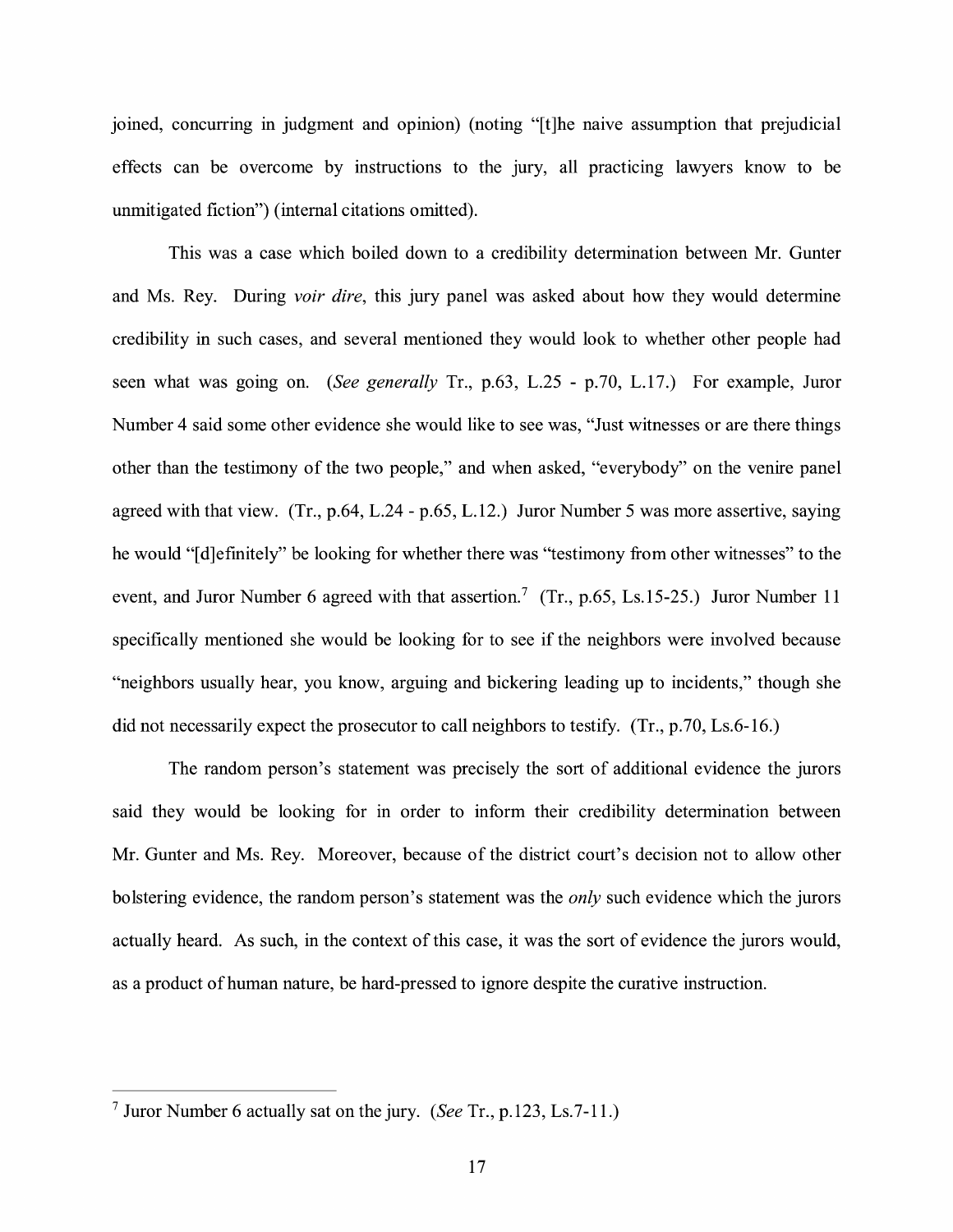joined, concurring in judgment and opinion) (noting "[t]he naive assumption that prejudicial effects can be overcome by instructions to the jury, all practicing lawyers know to be unmitigated fiction") (internal citations omitted).

This was a case which boiled down to a credibility determination between Mr. Gunter and Ms. Rey. During *voir dire*, this jury panel was asked about how they would determine credibility in such cases, and several mentioned they would look to whether other people had seen what was going on. (*See generally* Tr., p.63, L.25 - p.70, L.17.) For example, Juror Number 4 said some other evidence she would like to see was, "Just witnesses or are there things other than the testimony of the two people," and when asked, "everybody" on the venire panel agreed with that view. (Tr., p.64, L.24 - p.65, L.12.) Juror Number 5 was more assertive, saying he would "[d]efinitely" be looking for whether there was "testimony from other witnesses" to the event, and Juror Number 6 agreed with that assertion.[7] (Tr., p.65, Ls.15-25.) Juror Number 11 specifically mentioned she would be looking for to see if the neighbors were involved because "neighbors usually hear, you know, arguing and bickering leading up to incidents," though she did not necessarily expect the prosecutor to call neighbors to testify. (Tr., p.70, Ls.6-16.)

The random person's statement was precisely the sort of additional evidence the jurors said they would be looking for in order to inform their credibility determination between Mr. Gunter and Ms. Rey. Moreover, because of the district court's decision not to allow other bolstering evidence, the random person's statement was the *only* such evidence which the jurors actually heard. As such, in the context of this case, it was the sort of evidence the jurors would, as a product of human nature, be hard-pressed to ignore despite the curative instruction.

---

[7] Juror Number 6 actually sat on the jury. (*See* Tr., p.123, Ls.7-11.)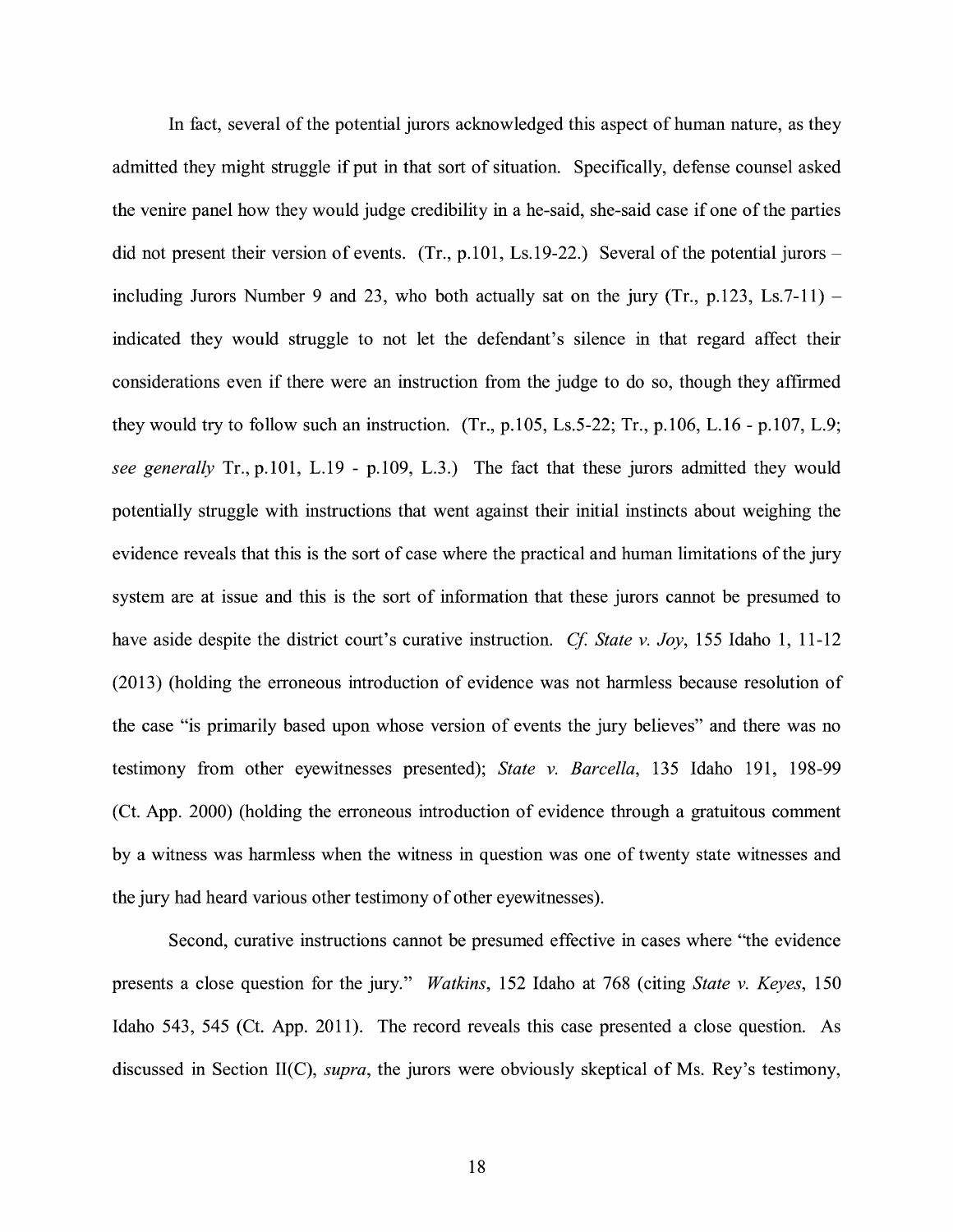In fact, several of the potential jurors acknowledged this aspect of human nature, as they admitted they might struggle if put in that sort of situation. Specifically, defense counsel asked the venire panel how they would judge credibility in a he-said, she-said case if one of the parties did not present their version of events. (Tr., p.101, Ls.19-22.) Several of the potential jurors – including Jurors Number 9 and 23, who both actually sat on the jury (Tr., p.123, Ls.7-11) – indicated they would struggle to not let the defendant's silence in that regard affect their considerations even if there were an instruction from the judge to do so, though they affirmed they would try to follow such an instruction. (Tr., p.105, Ls.5-22; Tr., p.106, L.16 - p.107, L.9; *see generally* Tr., p.101, L.19 - p.109, L.3.) The fact that these jurors admitted they would potentially struggle with instructions that went against their initial instincts about weighing the evidence reveals that this is the sort of case where the practical and human limitations of the jury system are at issue and this is the sort of information that these jurors cannot be presumed to have aside despite the district court's curative instruction. *Cf. State v. Joy*, 155 Idaho 1, 11-12 (2013) (holding the erroneous introduction of evidence was not harmless because resolution of the case "is primarily based upon whose version of events the jury believes" and there was no testimony from other eyewitnesses presented); *State v. Barcella*, 135 Idaho 191, 198-99 (Ct. App. 2000) (holding the erroneous introduction of evidence through a gratuitous comment by a witness was harmless when the witness in question was one of twenty state witnesses and the jury had heard various other testimony of other eyewitnesses).

Second, curative instructions cannot be presumed effective in cases where "the evidence presents a close question for the jury." *Watkins*, 152 Idaho at 768 (citing *State v. Keyes*, 150 Idaho 543, 545 (Ct. App. 2011). The record reveals this case presented a close question. As discussed in Section II(C), *supra*, the jurors were obviously skeptical of Ms. Rey's testimony,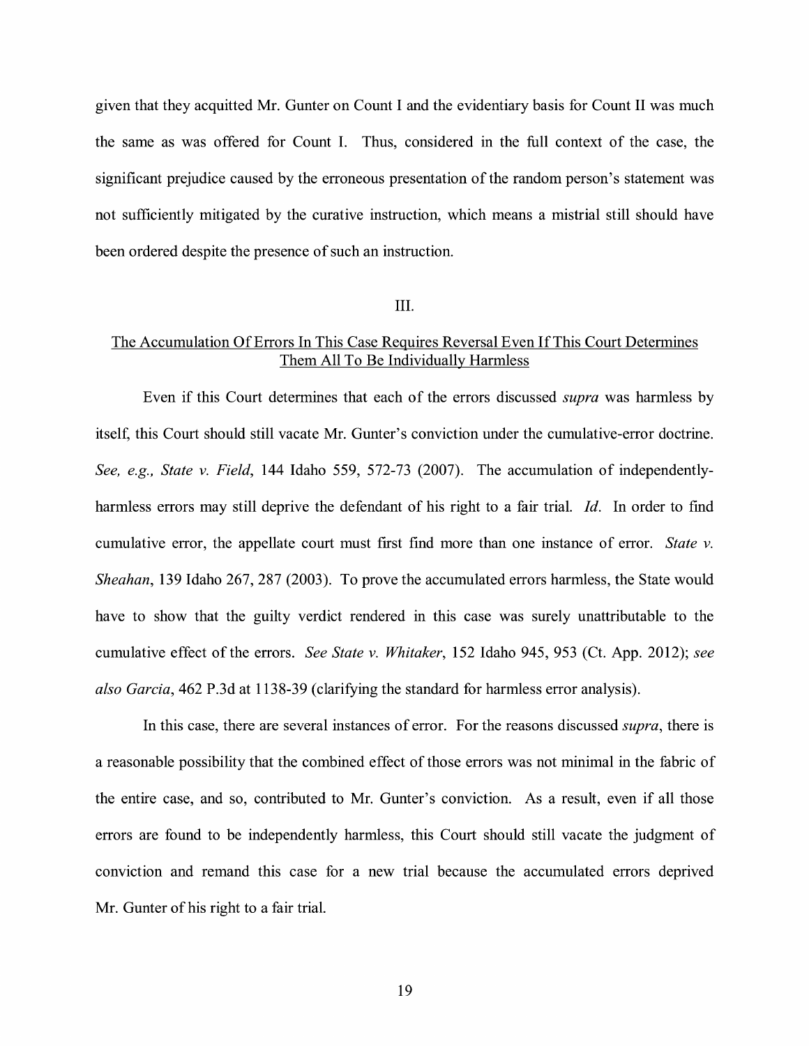given that they acquitted Mr. Gunter on Count I and the evidentiary basis for Count II was much the same as was offered for Count I. Thus, considered in the full context of the case, the significant prejudice caused by the erroneous presentation of the random person's statement was not sufficiently mitigated by the curative instruction, which means a mistrial still should have been ordered despite the presence of such an instruction.

## III.

## <u>The Accumulation Of Errors In This Case Requires Reversal Even If This Court Determines Them All To Be Individually Harmless</u>

Even if this Court determines that each of the errors discussed *supra* was harmless by itself, this Court should still vacate Mr. Gunter's conviction under the cumulative-error doctrine. *See, e.g., State v. Field*, 144 Idaho 559, 572-73 (2007). The accumulation of independently-harmless errors may still deprive the defendant of his right to a fair trial. *Id.* In order to find cumulative error, the appellate court must first find more than one instance of error. *State v. Sheahan*, 139 Idaho 267, 287 (2003). To prove the accumulated errors harmless, the State would have to show that the guilty verdict rendered in this case was surely unattributable to the cumulative effect of the errors. *See State v. Whitaker*, 152 Idaho 945, 953 (Ct. App. 2012); *see also Garcia*, 462 P.3d at 1138-39 (clarifying the standard for harmless error analysis).

In this case, there are several instances of error. For the reasons discussed *supra*, there is a reasonable possibility that the combined effect of those errors was not minimal in the fabric of the entire case, and so, contributed to Mr. Gunter's conviction. As a result, even if all those errors are found to be independently harmless, this Court should still vacate the judgment of conviction and remand this case for a new trial because the accumulated errors deprived Mr. Gunter of his right to a fair trial.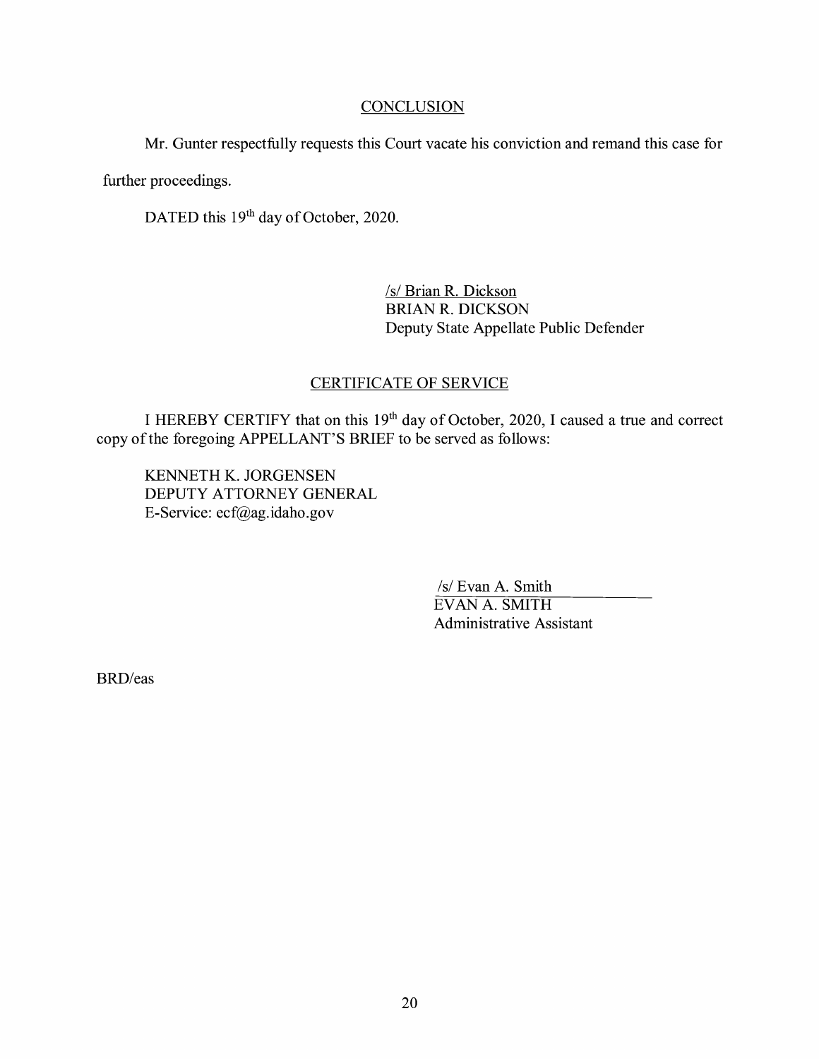## CONCLUSION

Mr. Gunter respectfully requests this Court vacate his conviction and remand this case for further proceedings.

DATED this 19th day of October, 2020.

/s/ Brian R. Dickson
BRIAN R. DICKSON
Deputy State Appellate Public Defender

## CERTIFICATE OF SERVICE

I HEREBY CERTIFY that on this 19th day of October, 2020, I caused a true and correct copy of the foregoing APPELLANT'S BRIEF to be served as follows:

KENNETH K. JORGENSEN
DEPUTY ATTORNEY GENERAL
E-Service: ecf@ag.idaho.gov

/s/ Evan A. Smith
EVAN A. SMITH
Administrative Assistant

BRD/eas